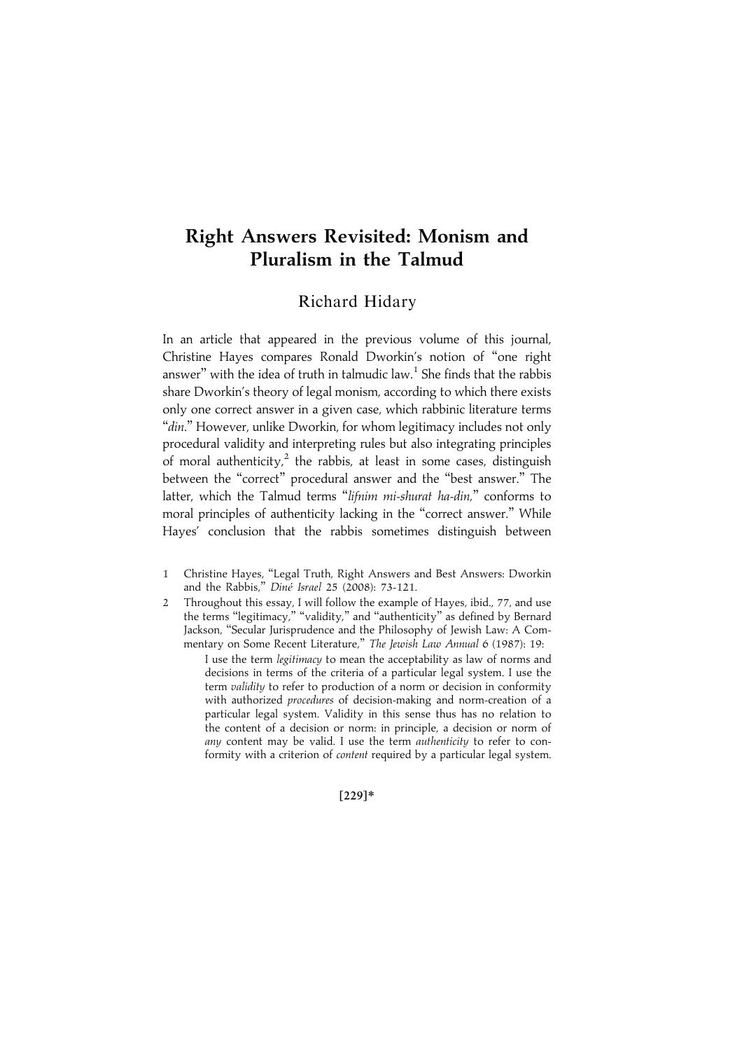# Right Answers Revisited: Monism and Pluralism in the Talmud

Richard Hidary

In an article that appeared in the previous volume of this journal, Christine Hayes compares Ronald Dworkin's notion of "one right answer" with the idea of truth in talmudic law.[1] She finds that the rabbis share Dworkin's theory of legal monism, according to which there exists only one correct answer in a given case, which rabbinic literature terms "*din*." However, unlike Dworkin, for whom legitimacy includes not only procedural validity and interpreting rules but also integrating principles of moral authenticity,[2] the rabbis, at least in some cases, distinguish between the "correct" procedural answer and the "best answer." The latter, which the Talmud terms "*lifnim mi-shurat ha-din*," conforms to moral principles of authenticity lacking in the "correct answer." While Hayes' conclusion that the rabbis sometimes distinguish between

1 Christine Hayes, "Legal Truth, Right Answers and Best Answers: Dworkin and the Rabbis," *Diné Israel* 25 (2008): 73-121.

2 Throughout this essay, I will follow the example of Hayes, ibid., 77, and use the terms "legitimacy," "validity," and "authenticity" as defined by Bernard Jackson, "Secular Jurisprudence and the Philosophy of Jewish Law: A Commentary on Some Recent Literature," *The Jewish Law Annual* 6 (1987): 19:

> I use the term *legitimacy* to mean the acceptability as law of norms and decisions in terms of the criteria of a particular legal system. I use the term *validity* to refer to production of a norm or decision in conformity with authorized *procedures* of decision-making and norm-creation of a particular legal system. Validity in this sense thus has no relation to the content of a decision or norm: in principle, a decision or norm of *any* content may be valid. I use the term *authenticity* to refer to conformity with a criterion of *content* required by a particular legal system.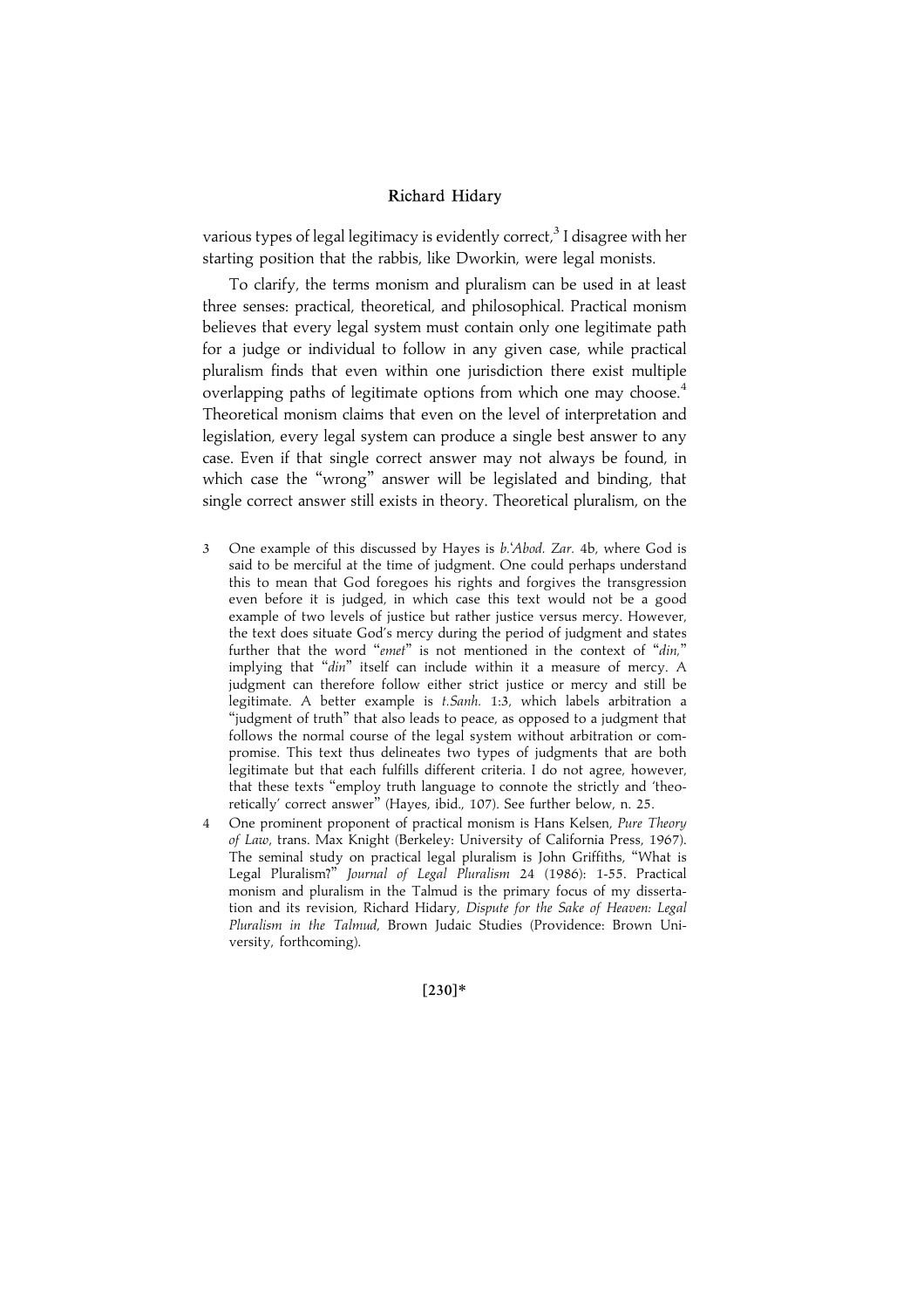various types of legal legitimacy is evidently correct,[3] I disagree with her starting position that the rabbis, like Dworkin, were legal monists.

To clarify, the terms monism and pluralism can be used in at least three senses: practical, theoretical, and philosophical. Practical monism believes that every legal system must contain only one legitimate path for a judge or individual to follow in any given case, while practical pluralism finds that even within one jurisdiction there exist multiple overlapping paths of legitimate options from which one may choose.[4] Theoretical monism claims that even on the level of interpretation and legislation, every legal system can produce a single best answer to any case. Even if that single correct answer may not always be found, in which case the "wrong" answer will be legislated and binding, that single correct answer still exists in theory. Theoretical pluralism, on the

3 One example of this discussed by Hayes is *b.'Abod. Zar.* 4b, where God is said to be merciful at the time of judgment. One could perhaps understand this to mean that God foregoes his rights and forgives the transgression even before it is judged, in which case this text would not be a good example of two levels of justice but rather justice versus mercy. However, the text does situate God's mercy during the period of judgment and states further that the word "*emet*" is not mentioned in the context of "*din*," implying that "*din*" itself can include within it a measure of mercy. A judgment can therefore follow either strict justice or mercy and still be legitimate. A better example is *t.Sanh.* 1:3, which labels arbitration a "judgment of truth" that also leads to peace, as opposed to a judgment that follows the normal course of the legal system without arbitration or compromise. This text thus delineates two types of judgments that are both legitimate but that each fulfills different criteria. I do not agree, however, that these texts "employ truth language to connote the strictly and 'theoretically' correct answer" (Hayes, ibid., 107). See further below, n. 25.

4 One prominent proponent of practical monism is Hans Kelsen, *Pure Theory of Law*, trans. Max Knight (Berkeley: University of California Press, 1967). The seminal study on practical legal pluralism is John Griffiths, "What is Legal Pluralism?" *Journal of Legal Pluralism* 24 (1986): 1-55. Practical monism and pluralism in the Talmud is the primary focus of my dissertation and its revision, Richard Hidary, *Dispute for the Sake of Heaven: Legal Pluralism in the Talmud*, Brown Judaic Studies (Providence: Brown University, forthcoming).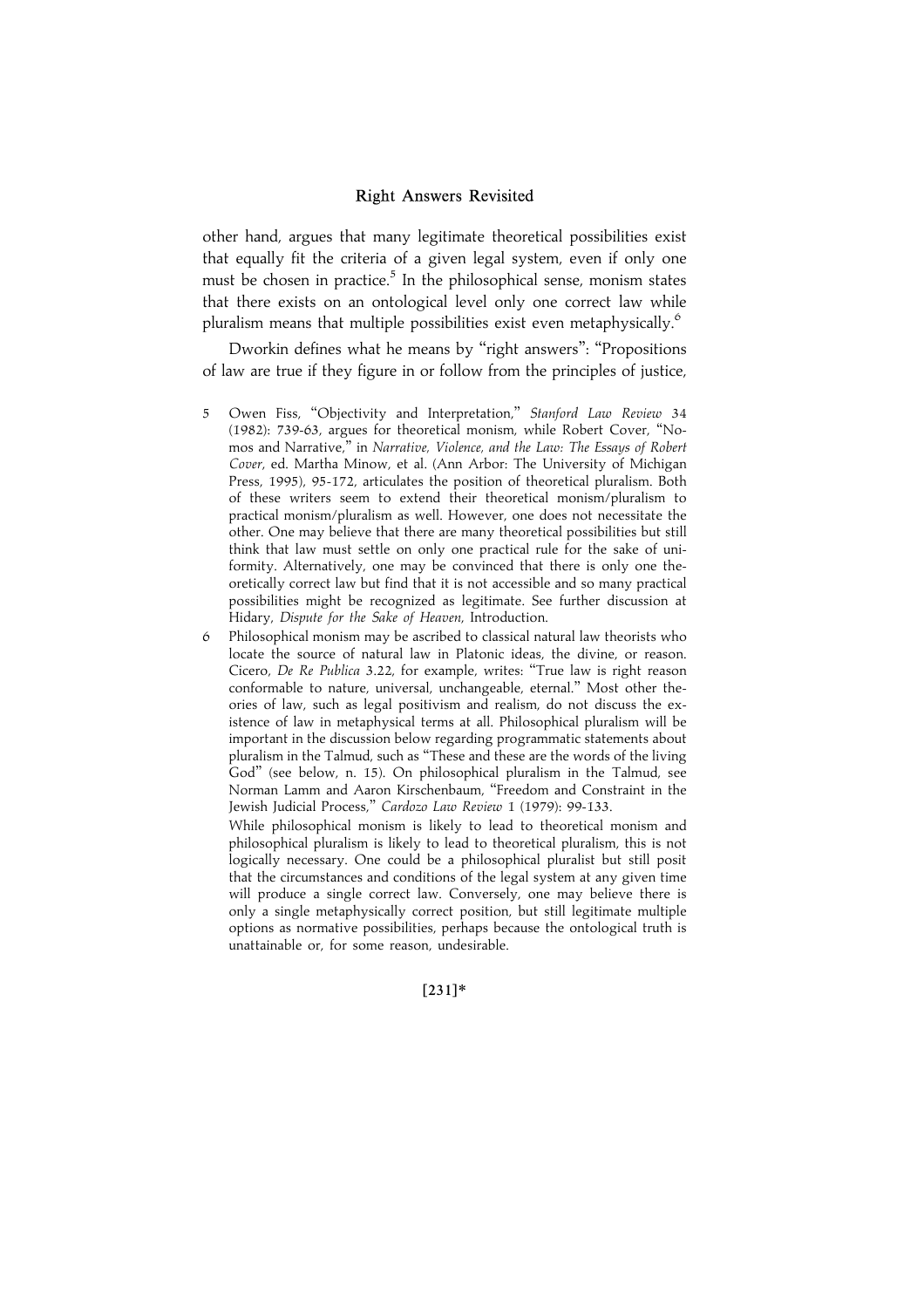other hand, argues that many legitimate theoretical possibilities exist that equally fit the criteria of a given legal system, even if only one must be chosen in practice.[5] In the philosophical sense, monism states that there exists on an ontological level only one correct law while pluralism means that multiple possibilities exist even metaphysically.[6]

Dworkin defines what he means by "right answers": "Propositions of law are true if they figure in or follow from the principles of justice,

5 Owen Fiss, "Objectivity and Interpretation," *Stanford Law Review* 34 (1982): 739-63, argues for theoretical monism, while Robert Cover, "Nomos and Narrative," in *Narrative, Violence, and the Law: The Essays of Robert Cover*, ed. Martha Minow, et al. (Ann Arbor: The University of Michigan Press, 1995), 95-172, articulates the position of theoretical pluralism. Both of these writers seem to extend their theoretical monism/pluralism to practical monism/pluralism as well. However, one does not necessitate the other. One may believe that there are many theoretical possibilities but still think that law must settle on only one practical rule for the sake of uniformity. Alternatively, one may be convinced that there is only one theoretically correct law but find that it is not accessible and so many practical possibilities might be recognized as legitimate. See further discussion at Hidary, *Dispute for the Sake of Heaven*, Introduction.

6 Philosophical monism may be ascribed to classical natural law theorists who locate the source of natural law in Platonic ideas, the divine, or reason. Cicero, *De Re Publica* 3.22, for example, writes: "True law is right reason conformable to nature, universal, unchangeable, eternal." Most other theories of law, such as legal positivism and realism, do not discuss the existence of law in metaphysical terms at all. Philosophical pluralism will be important in the discussion below regarding programmatic statements about pluralism in the Talmud, such as "These and these are the words of the living God" (see below, n. 15). On philosophical pluralism in the Talmud, see Norman Lamm and Aaron Kirschenbaum, "Freedom and Constraint in the Jewish Judicial Process," *Cardozo Law Review* 1 (1979): 99-133.

While philosophical monism is likely to lead to theoretical monism and philosophical pluralism is likely to lead to theoretical pluralism, this is not logically necessary. One could be a philosophical pluralist but still posit that the circumstances and conditions of the legal system at any given time will produce a single correct law. Conversely, one may believe there is only a single metaphysically correct position, but still legitimate multiple options as normative possibilities, perhaps because the ontological truth is unattainable or, for some reason, undesirable.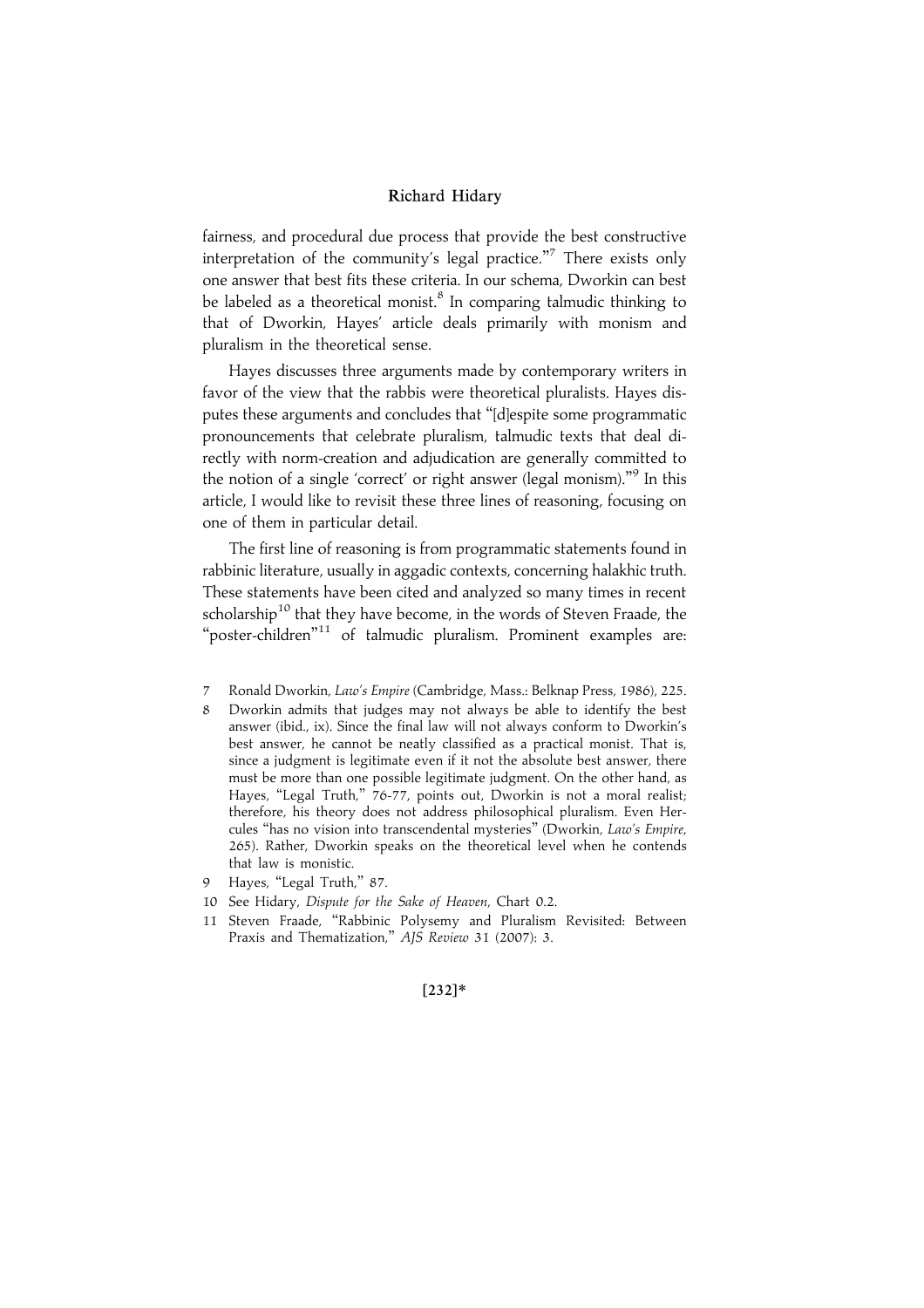fairness, and procedural due process that provide the best constructive interpretation of the community's legal practice."[7] There exists only one answer that best fits these criteria. In our schema, Dworkin can best be labeled as a theoretical monist.[8] In comparing talmudic thinking to that of Dworkin, Hayes' article deals primarily with monism and pluralism in the theoretical sense.

Hayes discusses three arguments made by contemporary writers in favor of the view that the rabbis were theoretical pluralists. Hayes disputes these arguments and concludes that "[d]espite some programmatic pronouncements that celebrate pluralism, talmudic texts that deal directly with norm-creation and adjudication are generally committed to the notion of a single 'correct' or right answer (legal monism)."[9] In this article, I would like to revisit these three lines of reasoning, focusing on one of them in particular detail.

The first line of reasoning is from programmatic statements found in rabbinic literature, usually in aggadic contexts, concerning halakhic truth. These statements have been cited and analyzed so many times in recent scholarship[10] that they have become, in the words of Steven Fraade, the "poster-children"[11] of talmudic pluralism. Prominent examples are:

7 Ronald Dworkin, *Law's Empire* (Cambridge, Mass.: Belknap Press, 1986), 225.

8 Dworkin admits that judges may not always be able to identify the best answer (ibid., ix). Since the final law will not always conform to Dworkin's best answer, he cannot be neatly classified as a practical monist. That is, since a judgment is legitimate even if it not the absolute best answer, there must be more than one possible legitimate judgment. On the other hand, as Hayes, "Legal Truth," 76-77, points out, Dworkin is not a moral realist; therefore, his theory does not address philosophical pluralism. Even Hercules "has no vision into transcendental mysteries" (Dworkin, *Law's Empire*, 265). Rather, Dworkin speaks on the theoretical level when he contends that law is monistic.

9 Hayes, "Legal Truth," 87.

10 See Hidary, *Dispute for the Sake of Heaven*, Chart 0.2.

11 Steven Fraade, "Rabbinic Polysemy and Pluralism Revisited: Between Praxis and Thematization," *AJS Review* 31 (2007): 3.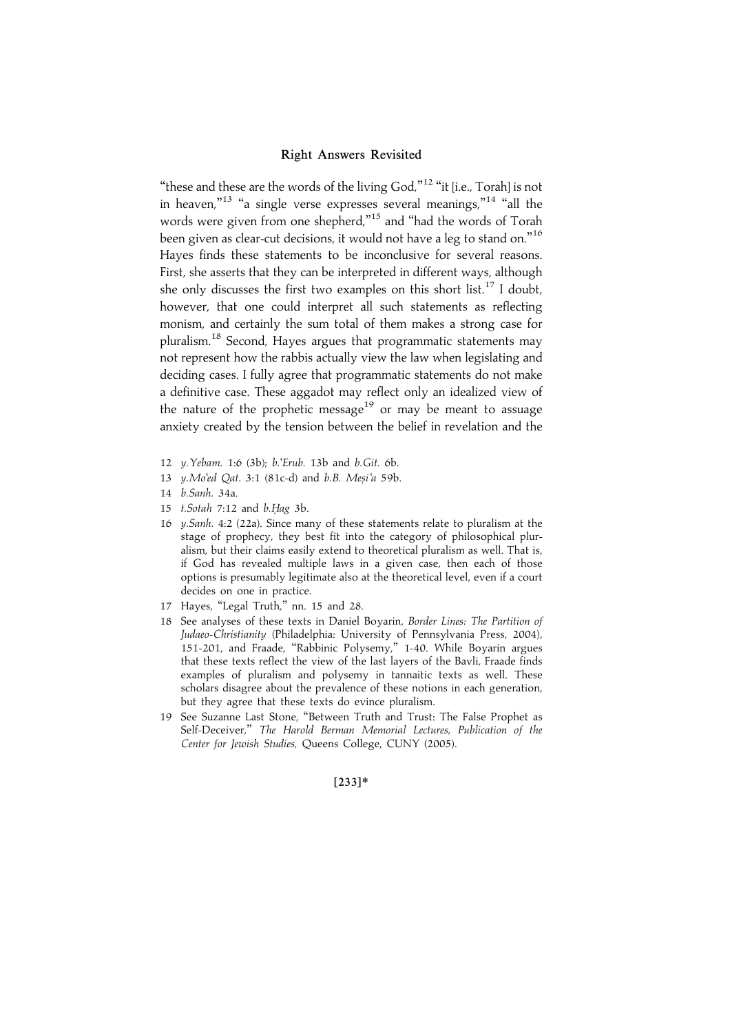"these and these are the words of the living God,"[12] "it [i.e., Torah] is not in heaven,"[13] "a single verse expresses several meanings,"[14] "all the words were given from one shepherd,"[15] and "had the words of Torah been given as clear-cut decisions, it would not have a leg to stand on."[16] Hayes finds these statements to be inconclusive for several reasons. First, she asserts that they can be interpreted in different ways, although she only discusses the first two examples on this short list.[17] I doubt, however, that one could interpret all such statements as reflecting monism, and certainly the sum total of them makes a strong case for pluralism.[18] Second, Hayes argues that programmatic statements may not represent how the rabbis actually view the law when legislating and deciding cases. I fully agree that programmatic statements do not make a definitive case. These aggadot may reflect only an idealized view of the nature of the prophetic message[19] or may be meant to assuage anxiety created by the tension between the belief in revelation and the

12 *y.Yebam.* 1:6 (3b); *b.ʿErub.* 13b and *b.Git.* 6b.

13 *y.Moʿed Qat.* 3:1 (81c-d) and *b.B. Meṣiʿa* 59b.

14 *b.Sanh.* 34a.

15 *t.Sotah* 7:12 and *b.Ḥag* 3b.

16 *y.Sanh.* 4:2 (22a). Since many of these statements relate to pluralism at the stage of prophecy, they best fit into the category of philosophical pluralism, but their claims easily extend to theoretical pluralism as well. That is, if God has revealed multiple laws in a given case, then each of those options is presumably legitimate also at the theoretical level, even if a court decides on one in practice.

17 Hayes, "Legal Truth," nn. 15 and 28.

18 See analyses of these texts in Daniel Boyarin, *Border Lines: The Partition of Judaeo-Christianity* (Philadelphia: University of Pennsylvania Press, 2004), 151-201, and Fraade, "Rabbinic Polysemy," 1-40. While Boyarin argues that these texts reflect the view of the last layers of the Bavli, Fraade finds examples of pluralism and polysemy in tannaitic texts as well. These scholars disagree about the prevalence of these notions in each generation, but they agree that these texts do evince pluralism.

19 See Suzanne Last Stone, "Between Truth and Trust: The False Prophet as Self-Deceiver," *The Harold Berman Memorial Lectures, Publication of the Center for Jewish Studies,* Queens College, CUNY (2005).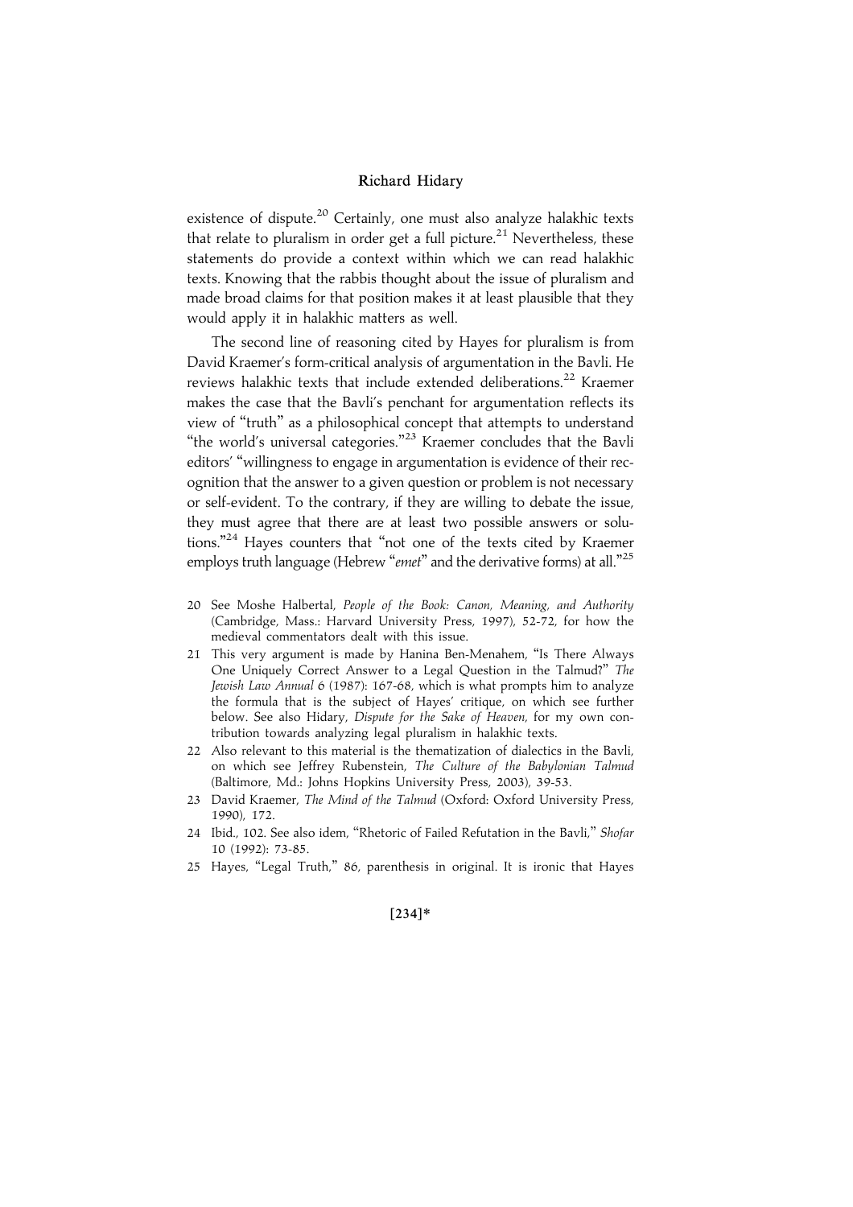existence of dispute.[20] Certainly, one must also analyze halakhic texts that relate to pluralism in order get a full picture.[21] Nevertheless, these statements do provide a context within which we can read halakhic texts. Knowing that the rabbis thought about the issue of pluralism and made broad claims for that position makes it at least plausible that they would apply it in halakhic matters as well.

The second line of reasoning cited by Hayes for pluralism is from David Kraemer's form-critical analysis of argumentation in the Bavli. He reviews halakhic texts that include extended deliberations.[22] Kraemer makes the case that the Bavli's penchant for argumentation reflects its view of "truth" as a philosophical concept that attempts to understand "the world's universal categories."[23] Kraemer concludes that the Bavli editors' "willingness to engage in argumentation is evidence of their recognition that the answer to a given question or problem is not necessary or self-evident. To the contrary, if they are willing to debate the issue, they must agree that there are at least two possible answers or solutions."[24] Hayes counters that "not one of the texts cited by Kraemer employs truth language (Hebrew "*emet*" and the derivative forms) at all."[25]

20 See Moshe Halbertal, *People of the Book: Canon, Meaning, and Authority* (Cambridge, Mass.: Harvard University Press, 1997), 52-72, for how the medieval commentators dealt with this issue.

21 This very argument is made by Hanina Ben-Menahem, "Is There Always One Uniquely Correct Answer to a Legal Question in the Talmud?" *The Jewish Law Annual* 6 (1987): 167-68, which is what prompts him to analyze the formula that is the subject of Hayes' critique, on which see further below. See also Hidary, *Dispute for the Sake of Heaven*, for my own contribution towards analyzing legal pluralism in halakhic texts.

22 Also relevant to this material is the thematization of dialectics in the Bavli, on which see Jeffrey Rubenstein, *The Culture of the Babylonian Talmud* (Baltimore, Md.: Johns Hopkins University Press, 2003), 39-53.

23 David Kraemer, *The Mind of the Talmud* (Oxford: Oxford University Press, 1990), 172.

24 Ibid., 102. See also idem, "Rhetoric of Failed Refutation in the Bavli," *Shofar* 10 (1992): 73-85.

25 Hayes, "Legal Truth," 86, parenthesis in original. It is ironic that Hayes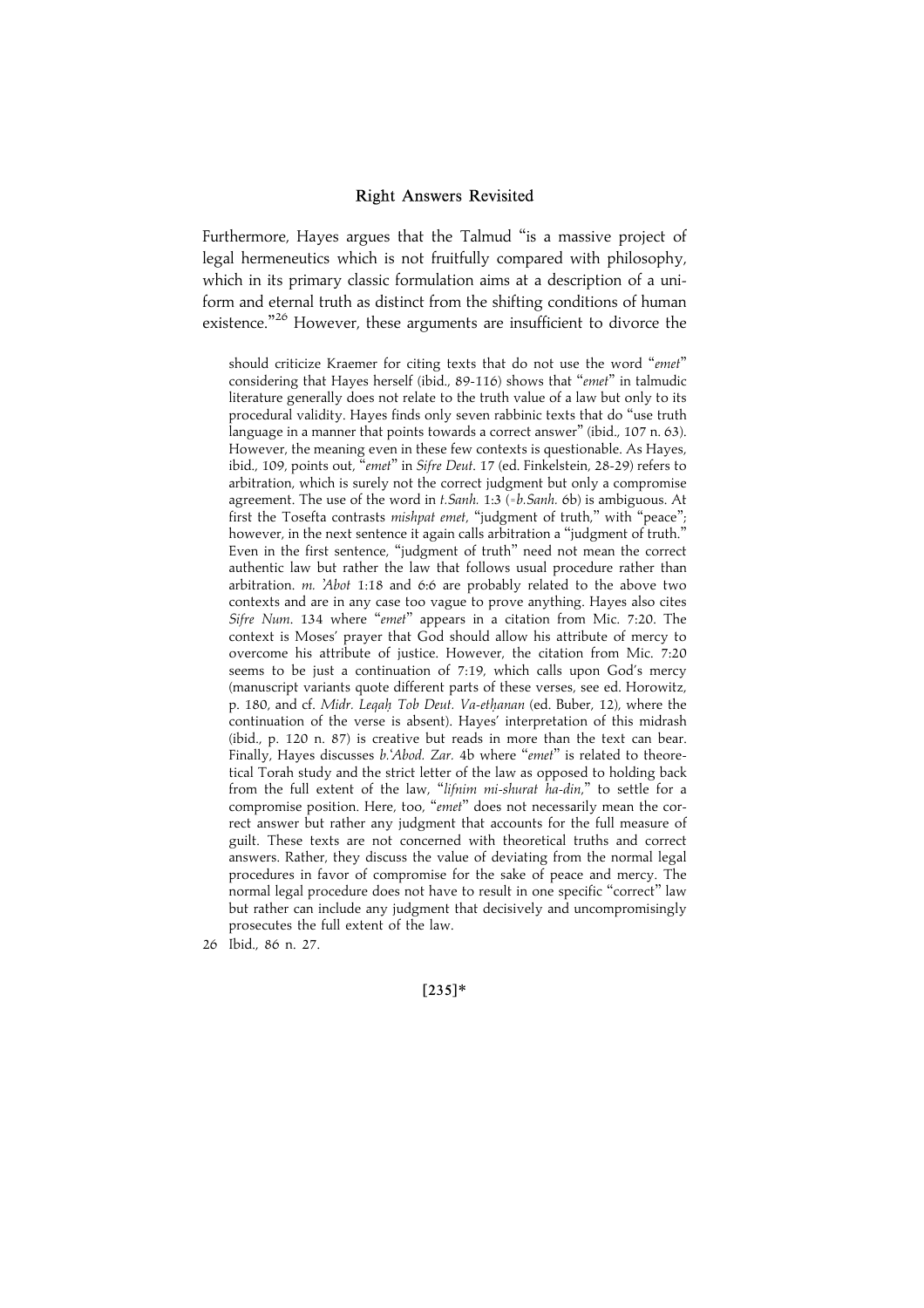Furthermore, Hayes argues that the Talmud "is a massive project of legal hermeneutics which is not fruitfully compared with philosophy, which in its primary classic formulation aims at a description of a uniform and eternal truth as distinct from the shifting conditions of human existence."[26] However, these arguments are insufficient to divorce the

should criticize Kraemer for citing texts that do not use the word "*emet*" considering that Hayes herself (ibid., 89-116) shows that "*emet*" in talmudic literature generally does not relate to the truth value of a law but only to its procedural validity. Hayes finds only seven rabbinic texts that do "use truth language in a manner that points towards a correct answer" (ibid., 107 n. 63). However, the meaning even in these few contexts is questionable. As Hayes, ibid., 109, points out, "*emet*" in *Sifre Deut*. 17 (ed. Finkelstein, 28-29) refers to arbitration, which is surely not the correct judgment but only a compromise agreement. The use of the word in *t.Sanh.* 1:3 (=*b.Sanh.* 6b) is ambiguous. At first the Tosefta contrasts *mishpat emet*, "judgment of truth," with "peace"; however, in the next sentence it again calls arbitration a "judgment of truth." Even in the first sentence, "judgment of truth" need not mean the correct authentic law but rather the law that follows usual procedure rather than arbitration. *m. 'Abot* 1:18 and 6:6 are probably related to the above two contexts and are in any case too vague to prove anything. Hayes also cites *Sifre Num*. 134 where "*emet*" appears in a citation from Mic. 7:20. The context is Moses' prayer that God should allow his attribute of mercy to overcome his attribute of justice. However, the citation from Mic. 7:20 seems to be just a continuation of 7:19, which calls upon God's mercy (manuscript variants quote different parts of these verses, see ed. Horowitz, p. 180, and cf. *Midr. Leqaḥ Tob Deut. Va-etḥanan* (ed. Buber, 12), where the continuation of the verse is absent). Hayes' interpretation of this midrash (ibid., p. 120 n. 87) is creative but reads in more than the text can bear. Finally, Hayes discusses *b.'Abod. Zar.* 4b where "*emet*" is related to theoretical Torah study and the strict letter of the law as opposed to holding back from the full extent of the law, "*lifnim mi-shurat ha-din*," to settle for a compromise position. Here, too, "*emet*" does not necessarily mean the correct answer but rather any judgment that accounts for the full measure of guilt. These texts are not concerned with theoretical truths and correct answers. Rather, they discuss the value of deviating from the normal legal procedures in favor of compromise for the sake of peace and mercy. The normal legal procedure does not have to result in one specific "correct" law but rather can include any judgment that decisively and uncompromisingly prosecutes the full extent of the law.

26 Ibid., 86 n. 27.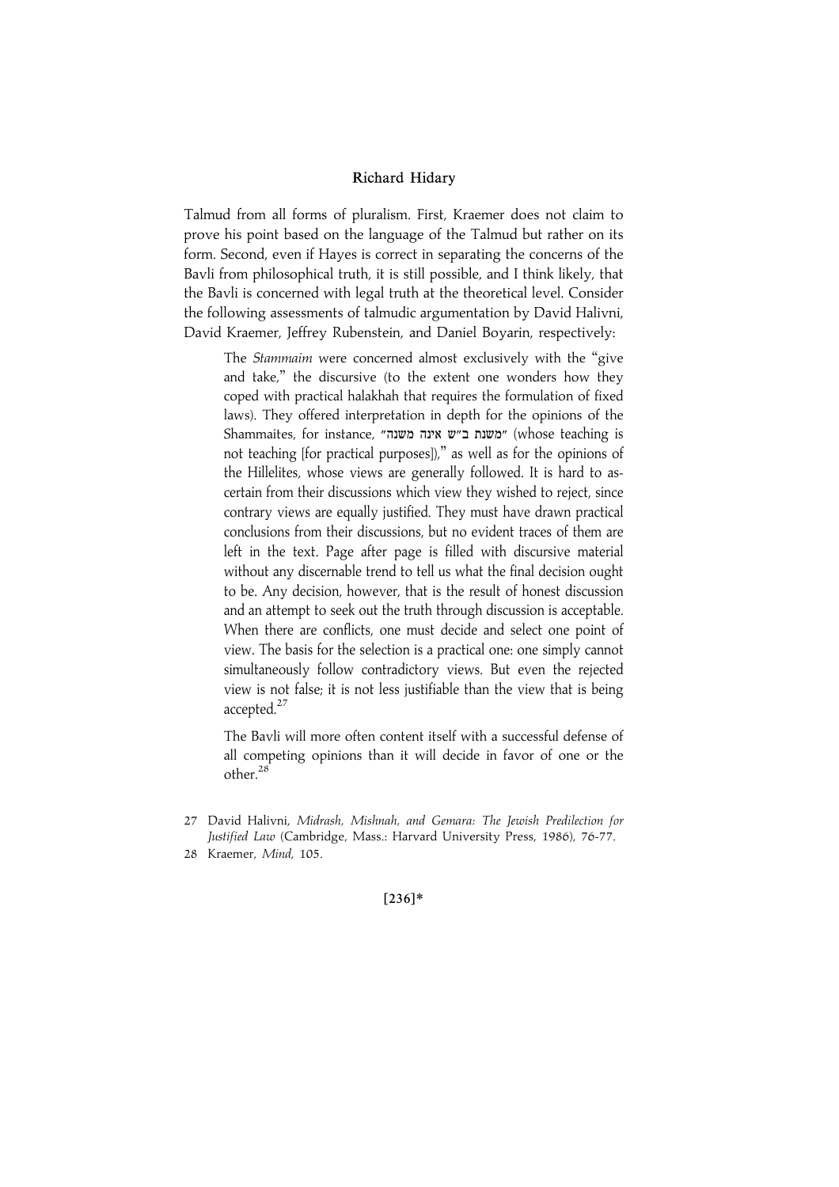Talmud from all forms of pluralism. First, Kraemer does not claim to prove his point based on the language of the Talmud but rather on its form. Second, even if Hayes is correct in separating the concerns of the Bavli from philosophical truth, it is still possible, and I think likely, that the Bavli is concerned with legal truth at the theoretical level. Consider the following assessments of talmudic argumentation by David Halivni, David Kraemer, Jeffrey Rubenstein, and Daniel Boyarin, respectively:

> The *Stammaim* were concerned almost exclusively with the "give and take," the discursive (to the extent one wonders how they coped with practical halakhah that requires the formulation of fixed laws). They offered interpretation in depth for the opinions of the Shammaites, for instance, "משנת ב"ש אינה משנה" (whose teaching is not teaching [for practical purposes])," as well as for the opinions of the Hillelites, whose views are generally followed. It is hard to ascertain from their discussions which view they wished to reject, since contrary views are equally justified. They must have drawn practical conclusions from their discussions, but no evident traces of them are left in the text. Page after page is filled with discursive material without any discernable trend to tell us what the final decision ought to be. Any decision, however, that is the result of honest discussion and an attempt to seek out the truth through discussion is acceptable. When there are conflicts, one must decide and select one point of view. The basis for the selection is a practical one: one simply cannot simultaneously follow contradictory views. But even the rejected view is not false; it is not less justifiable than the view that is being accepted.[27]

> The Bavli will more often content itself with a successful defense of all competing opinions than it will decide in favor of one or the other.[28]

27 David Halivni, *Midrash, Mishnah, and Gemara: The Jewish Predilection for Justified Law* (Cambridge, Mass.: Harvard University Press, 1986), 76-77.

28 Kraemer, *Mind*, 105.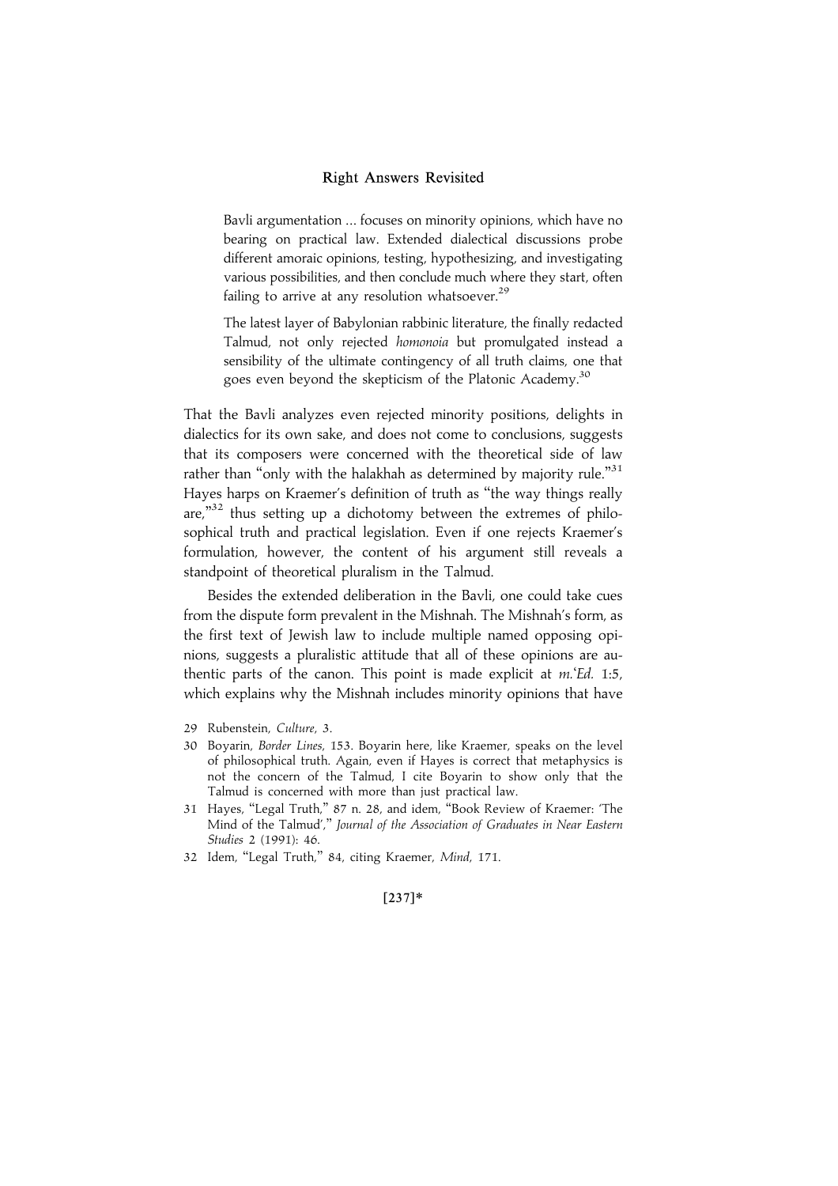> Bavli argumentation ... focuses on minority opinions, which have no bearing on practical law. Extended dialectical discussions probe different amoraic opinions, testing, hypothesizing, and investigating various possibilities, and then conclude much where they start, often failing to arrive at any resolution whatsoever.[29]

> The latest layer of Babylonian rabbinic literature, the finally redacted Talmud, not only rejected *homonoia* but promulgated instead a sensibility of the ultimate contingency of all truth claims, one that goes even beyond the skepticism of the Platonic Academy.[30]

That the Bavli analyzes even rejected minority positions, delights in dialectics for its own sake, and does not come to conclusions, suggests that its composers were concerned with the theoretical side of law rather than "only with the halakhah as determined by majority rule."[31] Hayes harps on Kraemer's definition of truth as "the way things really are,"[32] thus setting up a dichotomy between the extremes of philosophical truth and practical legislation. Even if one rejects Kraemer's formulation, however, the content of his argument still reveals a standpoint of theoretical pluralism in the Talmud.

Besides the extended deliberation in the Bavli, one could take cues from the dispute form prevalent in the Mishnah. The Mishnah's form, as the first text of Jewish law to include multiple named opposing opinions, suggests a pluralistic attitude that all of these opinions are authentic parts of the canon. This point is made explicit at *m.'Ed.* 1:5, which explains why the Mishnah includes minority opinions that have

29 Rubenstein, *Culture*, 3.

30 Boyarin, *Border Lines*, 153. Boyarin here, like Kraemer, speaks on the level of philosophical truth. Again, even if Hayes is correct that metaphysics is not the concern of the Talmud, I cite Boyarin to show only that the Talmud is concerned with more than just practical law.

31 Hayes, "Legal Truth," 87 n. 28, and idem, "Book Review of Kraemer: 'The Mind of the Talmud'," *Journal of the Association of Graduates in Near Eastern Studies* 2 (1991): 46.

32 Idem, "Legal Truth," 84, citing Kraemer, *Mind*, 171.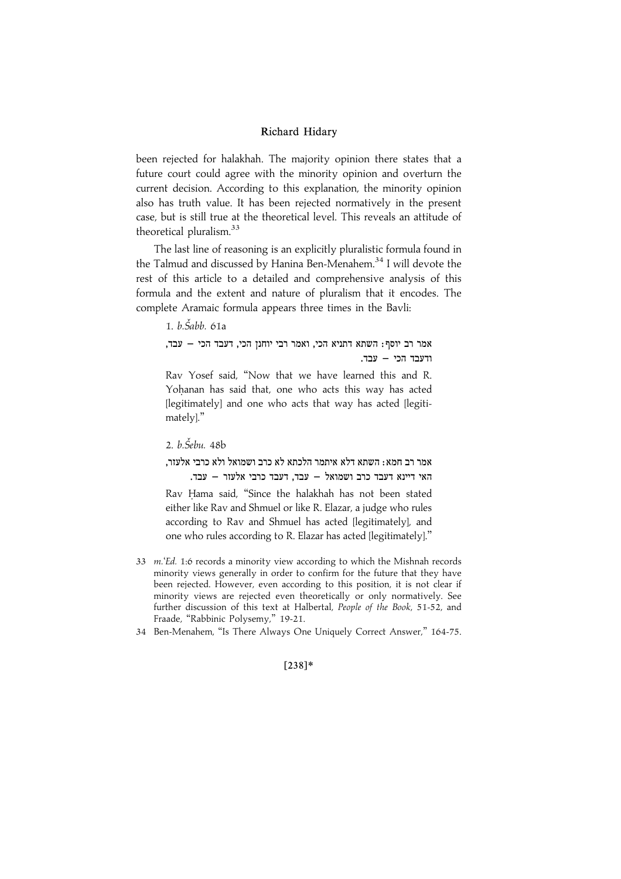been rejected for halakhah. The majority opinion there states that a future court could agree with the minority opinion and overturn the current decision. According to this explanation, the minority opinion also has truth value. It has been rejected normatively in the present case, but is still true at the theoretical level. This reveals an attitude of theoretical pluralism.[33]

The last line of reasoning is an explicitly pluralistic formula found in the Talmud and discussed by Hanina Ben-Menahem.[34] I will devote the rest of this article to a detailed and comprehensive analysis of this formula and the extent and nature of pluralism that it encodes. The complete Aramaic formula appears three times in the Bavli:

1. *b.Šabb.* 61a

אמר רב יוסף: השתא דתניא הכי, ואמר רבי יוחנן הכי, דעבד הכי – עבד, ודעבד הכי – עבד.

Rav Yosef said, "Now that we have learned this and R. Yoḥanan has said that, one who acts this way has acted [legitimately] and one who acts that way has acted [legitimately]."

2. *b.Šebu.* 48b

אמר רב חמא: השתא דלא איתמר הלכתא לא כרב ושמואל ולא כרבי אלעזר, האי דיינא דעבד כרב ושמואל – עבד, דעבד כרבי אלעזר – עבד.

Rav Ḥama said, "Since the halakhah has not been stated either like Rav and Shmuel or like R. Elazar, a judge who rules according to Rav and Shmuel has acted [legitimately], and one who rules according to R. Elazar has acted [legitimately]."

33 *m.'Ed.* 1:6 records a minority view according to which the Mishnah records minority views generally in order to confirm for the future that they have been rejected. However, even according to this position, it is not clear if minority views are rejected even theoretically or only normatively. See further discussion of this text at Halbertal, *People of the Book*, 51-52, and Fraade, "Rabbinic Polysemy," 19-21.

34 Ben-Menahem, "Is There Always One Uniquely Correct Answer," 164-75.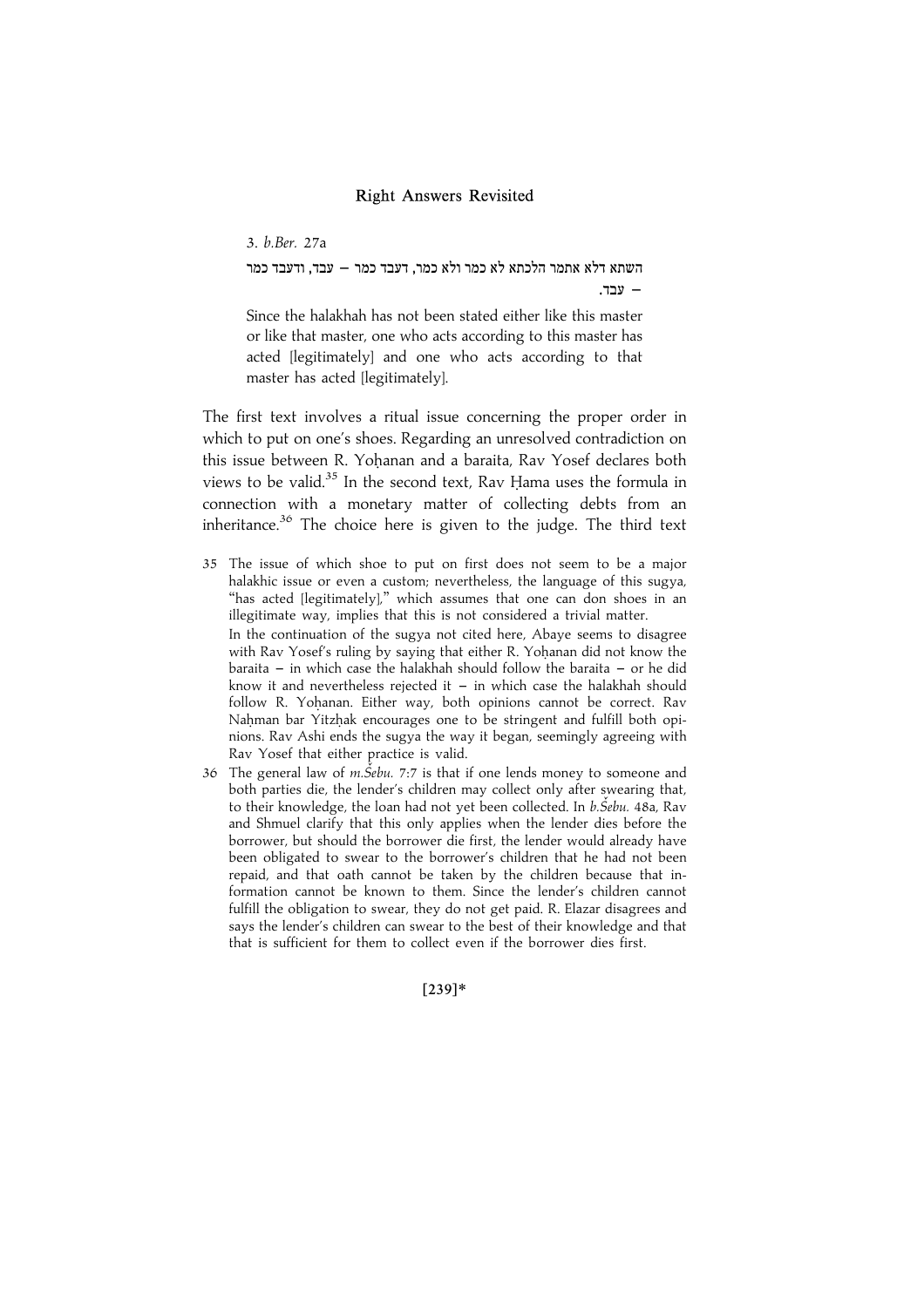3. *b.Ber.* 27a

השתא דלא אתמר הלכתא לא כמר ולא כמר, דעבד כמר – עבד, ודעבד כמר – עבד.

Since the halakhah has not been stated either like this master or like that master, one who acts according to this master has acted [legitimately] and one who acts according to that master has acted [legitimately].

The first text involves a ritual issue concerning the proper order in which to put on one's shoes. Regarding an unresolved contradiction on this issue between R. Yoḥanan and a baraita, Rav Yosef declares both views to be valid.[35] In the second text, Rav Ḥama uses the formula in connection with a monetary matter of collecting debts from an inheritance.[36] The choice here is given to the judge. The third text

35 The issue of which shoe to put on first does not seem to be a major halakhic issue or even a custom; nevertheless, the language of this sugya, "has acted [legitimately]," which assumes that one can don shoes in an illegitimate way, implies that this is not considered a trivial matter.
In the continuation of the sugya not cited here, Abaye seems to disagree with Rav Yosef's ruling by saying that either R. Yoḥanan did not know the baraita – in which case the halakhah should follow the baraita – or he did know it and nevertheless rejected it – in which case the halakhah should follow R. Yoḥanan. Either way, both opinions cannot be correct. Rav Naḥman bar Yitzḥak encourages one to be stringent and fulfill both opinions. Rav Ashi ends the sugya the way it began, seemingly agreeing with Rav Yosef that either practice is valid.

36 The general law of *m.Šebu.* 7:7 is that if one lends money to someone and both parties die, the lender's children may collect only after swearing that, to their knowledge, the loan had not yet been collected. In *b.Šebu.* 48a, Rav and Shmuel clarify that this only applies when the lender dies before the borrower, but should the borrower die first, the lender would already have been obligated to swear to the borrower's children that he had not been repaid, and that oath cannot be taken by the children because that information cannot be known to them. Since the lender's children cannot fulfill the obligation to swear, they do not get paid. R. Elazar disagrees and says the lender's children can swear to the best of their knowledge and that that is sufficient for them to collect even if the borrower dies first.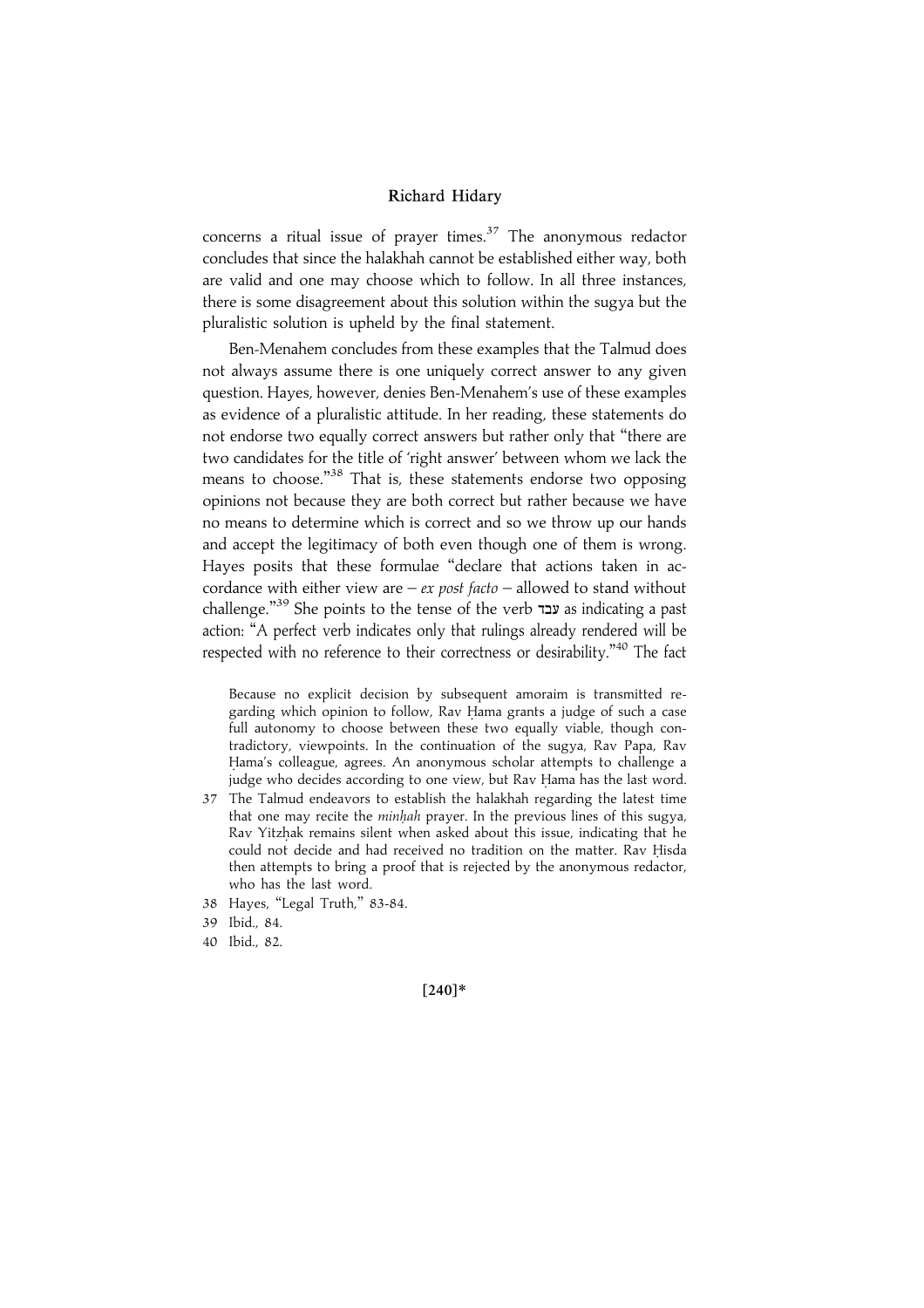concerns a ritual issue of prayer times.[37] The anonymous redactor concludes that since the halakhah cannot be established either way, both are valid and one may choose which to follow. In all three instances, there is some disagreement about this solution within the sugya but the pluralistic solution is upheld by the final statement.

Ben-Menahem concludes from these examples that the Talmud does not always assume there is one uniquely correct answer to any given question. Hayes, however, denies Ben-Menahem's use of these examples as evidence of a pluralistic attitude. In her reading, these statements do not endorse two equally correct answers but rather only that "there are two candidates for the title of 'right answer' between whom we lack the means to choose."[38] That is, these statements endorse two opposing opinions not because they are both correct but rather because we have no means to determine which is correct and so we throw up our hands and accept the legitimacy of both even though one of them is wrong. Hayes posits that these formulae "declare that actions taken in accordance with either view are – *ex post facto* – allowed to stand without challenge."[39] She points to the tense of the verb עבד as indicating a past action: "A perfect verb indicates only that rulings already rendered will be respected with no reference to their correctness or desirability."[40] The fact

Because no explicit decision by subsequent amoraim is transmitted regarding which opinion to follow, Rav Ḥama grants a judge of such a case full autonomy to choose between these two equally viable, though contradictory, viewpoints. In the continuation of the sugya, Rav Papa, Rav Ḥama's colleague, agrees. An anonymous scholar attempts to challenge a judge who decides according to one view, but Rav Ḥama has the last word.

37 The Talmud endeavors to establish the halakhah regarding the latest time that one may recite the *minḥah* prayer. In the previous lines of this sugya, Rav Yitzḥak remains silent when asked about this issue, indicating that he could not decide and had received no tradition on the matter. Rav Ḥisda then attempts to bring a proof that is rejected by the anonymous redactor, who has the last word.

38 Hayes, "Legal Truth," 83-84.

39 Ibid., 84.

40 Ibid., 82.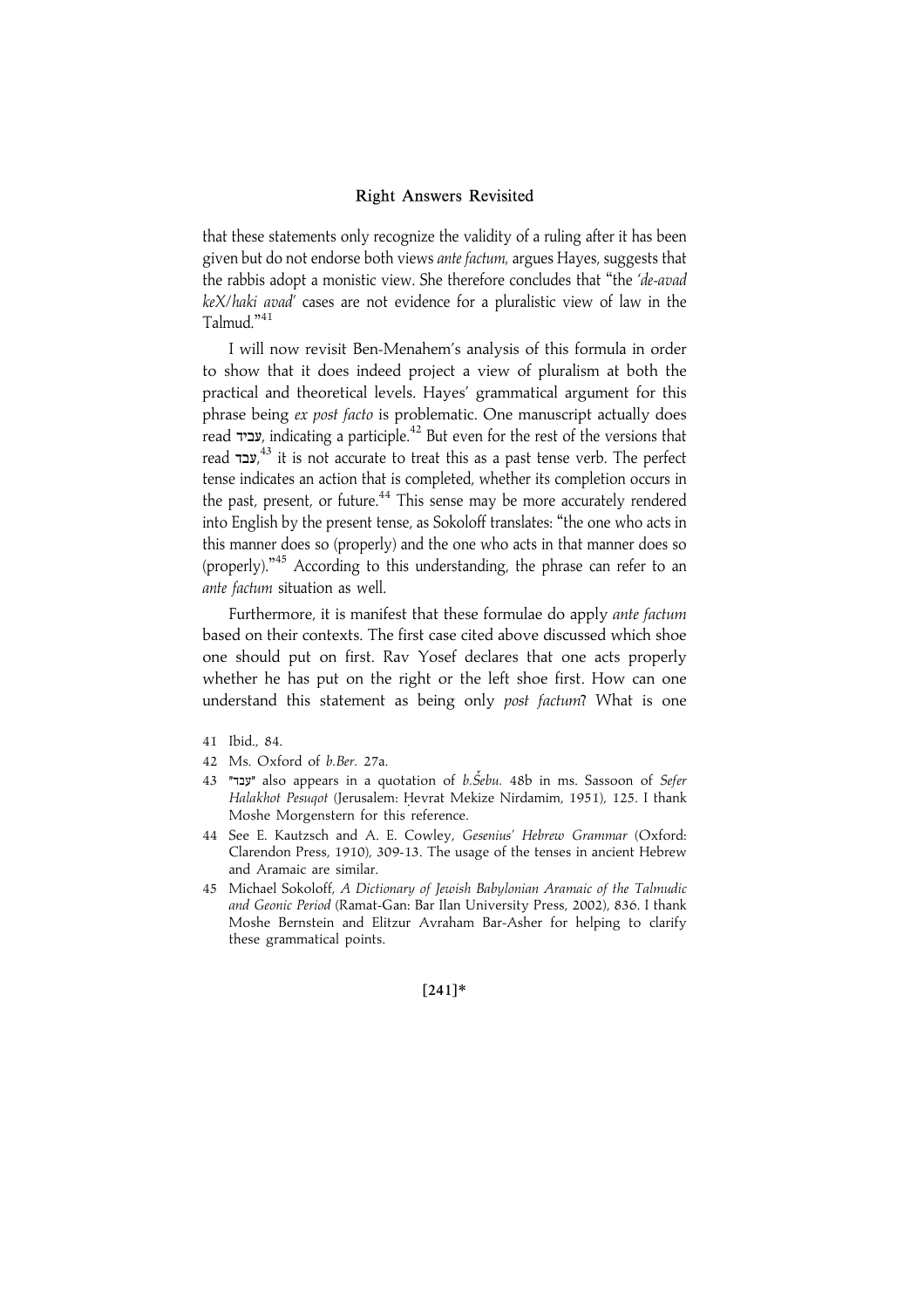that these statements only recognize the validity of a ruling after it has been given but do not endorse both views *ante factum*, argues Hayes, suggests that the rabbis adopt a monistic view. She therefore concludes that "the '*de-avad keX/haki avad*' cases are not evidence for a pluralistic view of law in the Talmud."[41]

I will now revisit Ben-Menahem's analysis of this formula in order to show that it does indeed project a view of pluralism at both the practical and theoretical levels. Hayes' grammatical argument for this phrase being *ex post facto* is problematic. One manuscript actually does read עביד, indicating a participle.[42] But even for the rest of the versions that read עבד,[43] it is not accurate to treat this as a past tense verb. The perfect tense indicates an action that is completed, whether its completion occurs in the past, present, or future.[44] This sense may be more accurately rendered into English by the present tense, as Sokoloff translates: "the one who acts in this manner does so (properly) and the one who acts in that manner does so (properly)."[45] According to this understanding, the phrase can refer to an *ante factum* situation as well.

Furthermore, it is manifest that these formulae do apply *ante factum* based on their contexts. The first case cited above discussed which shoe one should put on first. Rav Yosef declares that one acts properly whether he has put on the right or the left shoe first. How can one understand this statement as being only *post factum*? What is one

41 Ibid., 84.

42 Ms. Oxford of *b.Ber.* 27a.

43 "עבד" also appears in a quotation of *b.Šebu.* 48b in ms. Sassoon of *Sefer Halakhot Pesuqot* (Jerusalem: Ḥevrat Mekize Nirdamim, 1951), 125. I thank Moshe Morgenstern for this reference.

44 See E. Kautzsch and A. E. Cowley, *Gesenius' Hebrew Grammar* (Oxford: Clarendon Press, 1910), 309-13. The usage of the tenses in ancient Hebrew and Aramaic are similar.

45 Michael Sokoloff, *A Dictionary of Jewish Babylonian Aramaic of the Talmudic and Geonic Period* (Ramat-Gan: Bar Ilan University Press, 2002), 836. I thank Moshe Bernstein and Elitzur Avraham Bar-Asher for helping to clarify these grammatical points.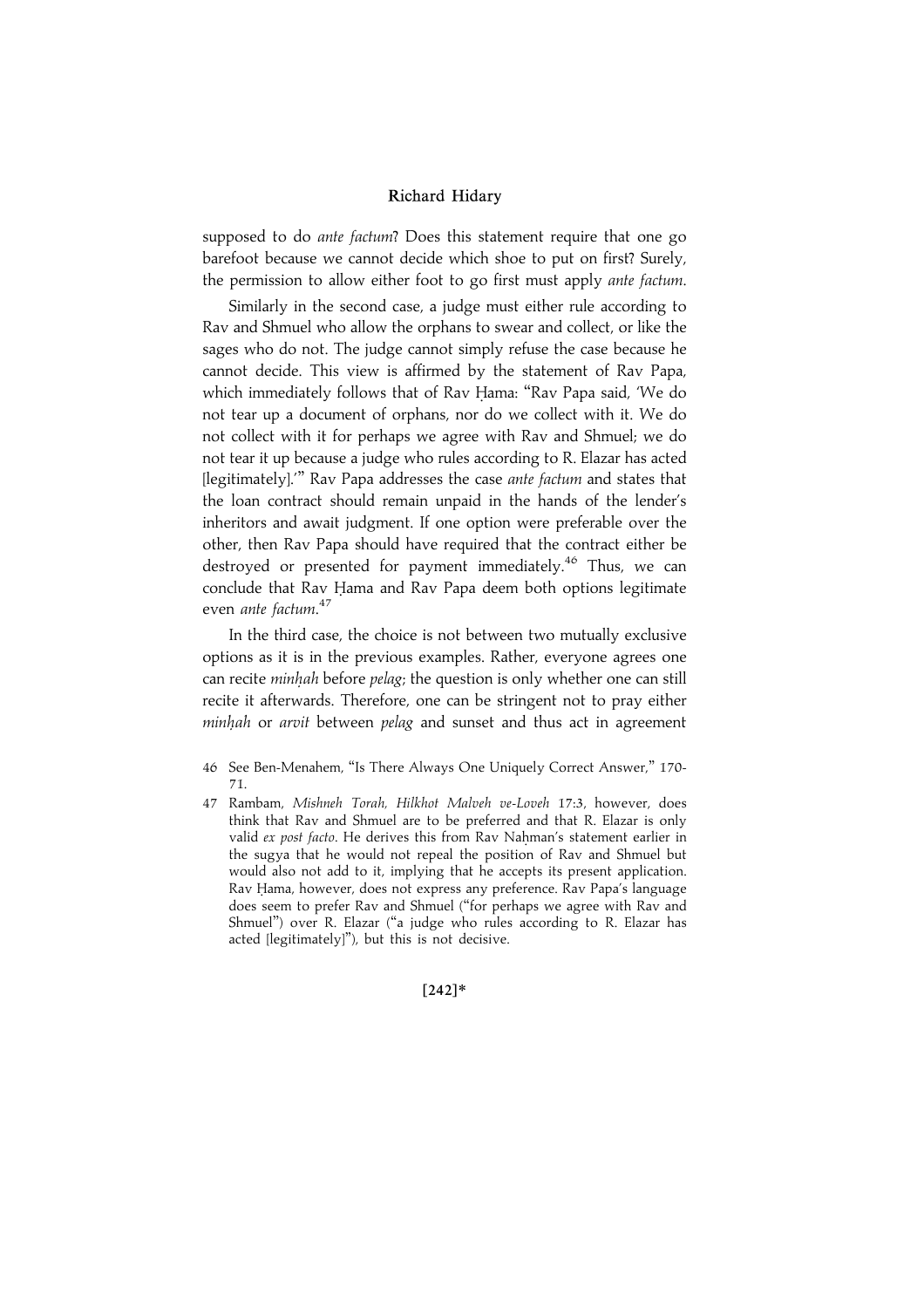supposed to do *ante factum*? Does this statement require that one go barefoot because we cannot decide which shoe to put on first? Surely, the permission to allow either foot to go first must apply *ante factum*.

Similarly in the second case, a judge must either rule according to Rav and Shmuel who allow the orphans to swear and collect, or like the sages who do not. The judge cannot simply refuse the case because he cannot decide. This view is affirmed by the statement of Rav Papa, which immediately follows that of Rav Ḥama: "Rav Papa said, 'We do not tear up a document of orphans, nor do we collect with it. We do not collect with it for perhaps we agree with Rav and Shmuel; we do not tear it up because a judge who rules according to R. Elazar has acted [legitimately].'" Rav Papa addresses the case *ante factum* and states that the loan contract should remain unpaid in the hands of the lender's inheritors and await judgment. If one option were preferable over the other, then Rav Papa should have required that the contract either be destroyed or presented for payment immediately.[46] Thus, we can conclude that Rav Ḥama and Rav Papa deem both options legitimate even *ante factum*.[47]

In the third case, the choice is not between two mutually exclusive options as it is in the previous examples. Rather, everyone agrees one can recite *minḥah* before *pelag*; the question is only whether one can still recite it afterwards. Therefore, one can be stringent not to pray either *minḥah* or *arvit* between *pelag* and sunset and thus act in agreement

46 See Ben-Menahem, "Is There Always One Uniquely Correct Answer," 170-71.

47 Rambam, *Mishneh Torah, Hilkhot Malveh ve-Loveh* 17:3, however, does think that Rav and Shmuel are to be preferred and that R. Elazar is only valid *ex post facto*. He derives this from Rav Naḥman's statement earlier in the sugya that he would not repeal the position of Rav and Shmuel but would also not add to it, implying that he accepts its present application. Rav Ḥama, however, does not express any preference. Rav Papa's language does seem to prefer Rav and Shmuel ("for perhaps we agree with Rav and Shmuel") over R. Elazar ("a judge who rules according to R. Elazar has acted [legitimately]"), but this is not decisive.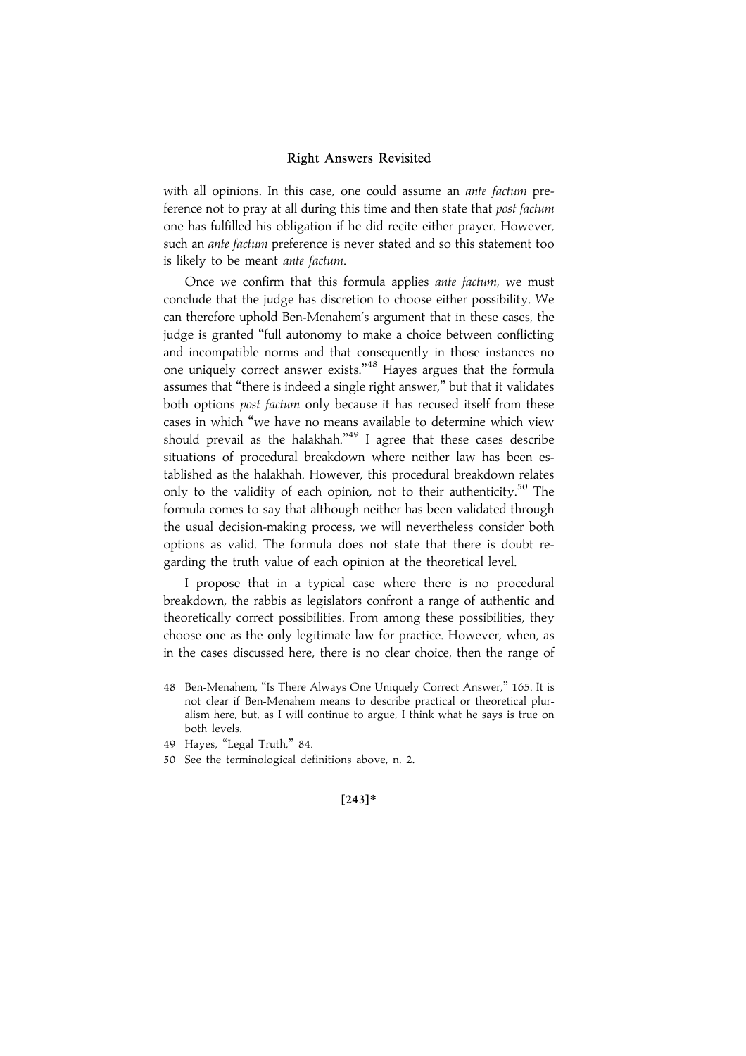with all opinions. In this case, one could assume an *ante factum* preference not to pray at all during this time and then state that *post factum* one has fulfilled his obligation if he did recite either prayer. However, such an *ante factum* preference is never stated and so this statement too is likely to be meant *ante factum*.

Once we confirm that this formula applies *ante factum*, we must conclude that the judge has discretion to choose either possibility. We can therefore uphold Ben-Menahem's argument that in these cases, the judge is granted "full autonomy to make a choice between conflicting and incompatible norms and that consequently in those instances no one uniquely correct answer exists."[48] Hayes argues that the formula assumes that "there is indeed a single right answer," but that it validates both options *post factum* only because it has recused itself from these cases in which "we have no means available to determine which view should prevail as the halakhah."[49] I agree that these cases describe situations of procedural breakdown where neither law has been established as the halakhah. However, this procedural breakdown relates only to the validity of each opinion, not to their authenticity.[50] The formula comes to say that although neither has been validated through the usual decision-making process, we will nevertheless consider both options as valid. The formula does not state that there is doubt regarding the truth value of each opinion at the theoretical level.

I propose that in a typical case where there is no procedural breakdown, the rabbis as legislators confront a range of authentic and theoretically correct possibilities. From among these possibilities, they choose one as the only legitimate law for practice. However, when, as in the cases discussed here, there is no clear choice, then the range of

48 Ben-Menahem, "Is There Always One Uniquely Correct Answer," 165. It is not clear if Ben-Menahem means to describe practical or theoretical pluralism here, but, as I will continue to argue, I think what he says is true on both levels.

49 Hayes, "Legal Truth," 84.

50 See the terminological definitions above, n. 2.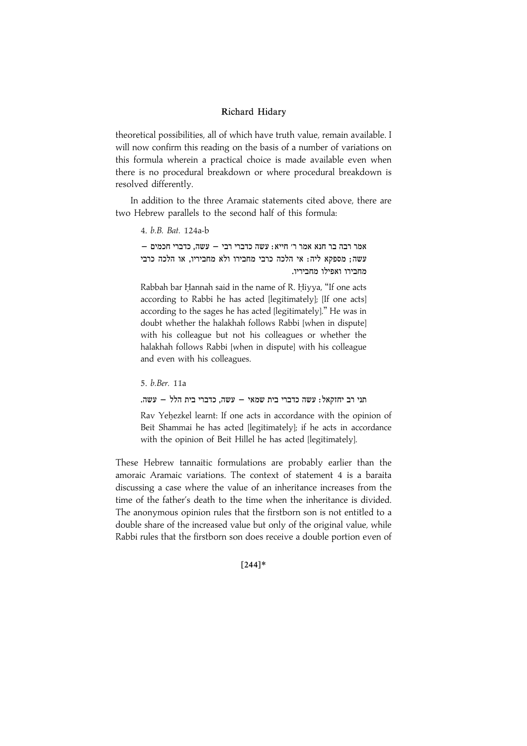theoretical possibilities, all of which have truth value, remain available. I will now confirm this reading on the basis of a number of variations on this formula wherein a practical choice is made available even when there is no procedural breakdown or where procedural breakdown is resolved differently.

In addition to the three Aramaic statements cited above, there are two Hebrew parallels to the second half of this formula:

4. *b.B. Bat.* 124a-b

אמר רבה בר חנא אמר ר׳ חייא: עשה כדברי רבי – עשה, כדברי חכמים – עשה; מספקא ליה: אי הלכה כרבי מחבירו ולא מחביריו, או הלכה כרבי מחבירו ואפילו מחביריו.

Rabbah bar Ḥannah said in the name of R. Ḥiyya, "If one acts according to Rabbi he has acted [legitimately]; [If one acts] according to the sages he has acted [legitimately]." He was in doubt whether the halakhah follows Rabbi [when in dispute] with his colleague but not his colleagues or whether the halakhah follows Rabbi [when in dispute] with his colleague and even with his colleagues.

5. *b.Ber.* 11a

תני רב יחזקאל: עשה כדברי בית שמאי – עשה, כדברי בית הלל – עשה.

Rav Yeḥezkel learnt: If one acts in accordance with the opinion of Beit Shammai he has acted [legitimately]; if he acts in accordance with the opinion of Beit Hillel he has acted [legitimately].

These Hebrew tannaitic formulations are probably earlier than the amoraic Aramaic variations. The context of statement 4 is a baraita discussing a case where the value of an inheritance increases from the time of the father's death to the time when the inheritance is divided. The anonymous opinion rules that the firstborn son is not entitled to a double share of the increased value but only of the original value, while Rabbi rules that the firstborn son does receive a double portion even of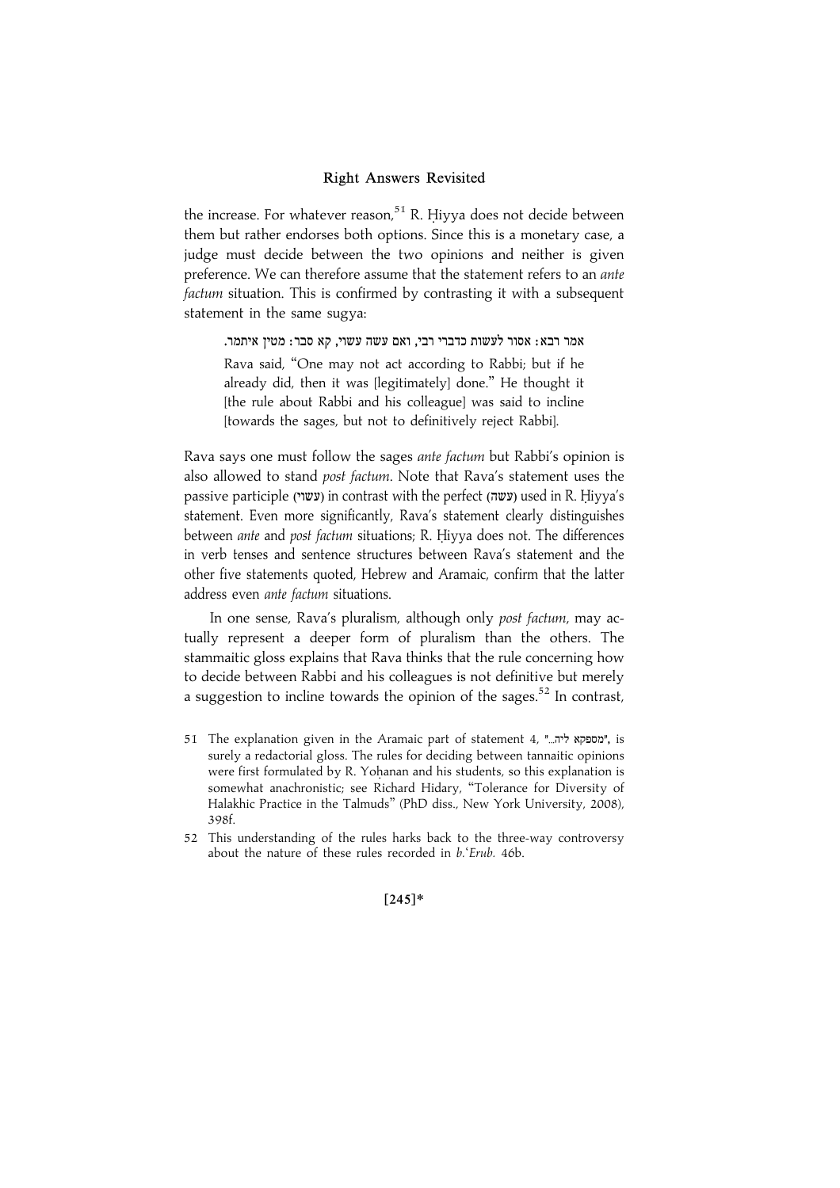the increase. For whatever reason,[51] R. Ḥiyya does not decide between them but rather endorses both options. Since this is a monetary case, a judge must decide between the two opinions and neither is given preference. We can therefore assume that the statement refers to an *ante factum* situation. This is confirmed by contrasting it with a subsequent statement in the same sugya:

> אמר רבא: אסור לעשות כדברי רבי, ואם עשה עשוי, קא סבר: מטין איתמר.
>
> Rava said, "One may not act according to Rabbi; but if he already did, then it was [legitimately] done." He thought it [the rule about Rabbi and his colleague] was said to incline [towards the sages, but not to definitively reject Rabbi].

Rava says one must follow the sages *ante factum* but Rabbi's opinion is also allowed to stand *post factum*. Note that Rava's statement uses the passive participle (עשוי) in contrast with the perfect (עשה) used in R. Ḥiyya's statement. Even more significantly, Rava's statement clearly distinguishes between *ante* and *post factum* situations; R. Ḥiyya does not. The differences in verb tenses and sentence structures between Rava's statement and the other five statements quoted, Hebrew and Aramaic, confirm that the latter address even *ante factum* situations.

In one sense, Rava's pluralism, although only *post factum*, may actually represent a deeper form of pluralism than the others. The stammaitic gloss explains that Rava thinks that the rule concerning how to decide between Rabbi and his colleagues is not definitive but merely a suggestion to incline towards the opinion of the sages.[52] In contrast,

51 The explanation given in the Aramaic part of statement 4, "מספקא ליה...", is surely a redactorial gloss. The rules for deciding between tannaitic opinions were first formulated by R. Yoḥanan and his students, so this explanation is somewhat anachronistic; see Richard Hidary, "Tolerance for Diversity of Halakhic Practice in the Talmuds" (PhD diss., New York University, 2008), 398f.

52 This understanding of the rules harks back to the three-way controversy about the nature of these rules recorded in *b.ʿErub.* 46b.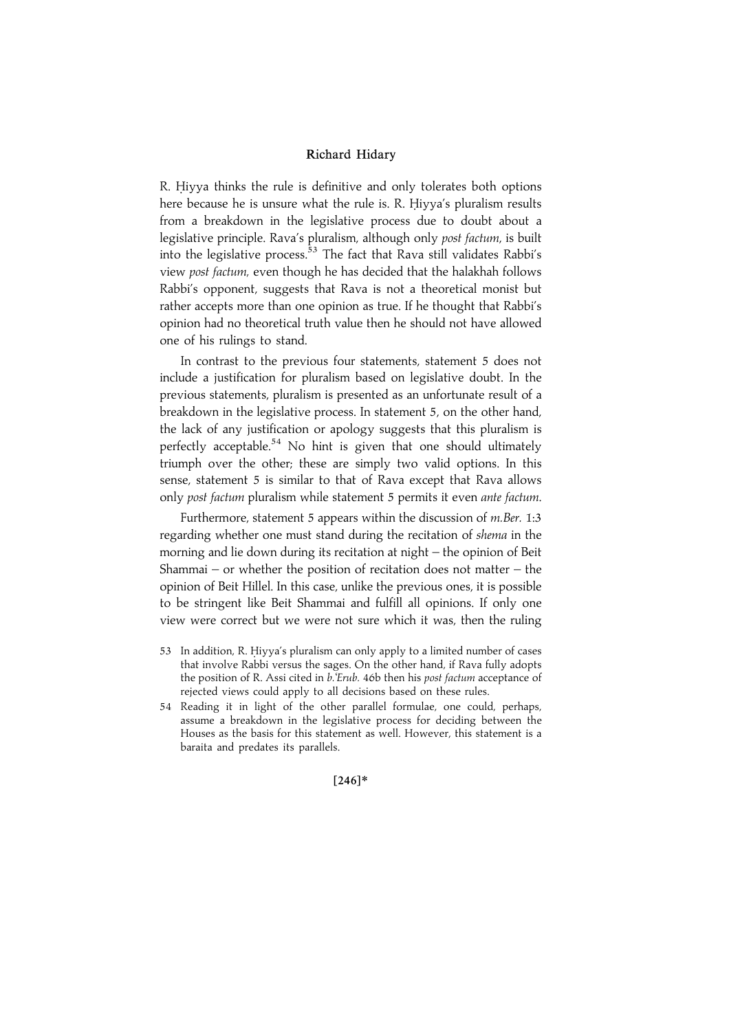R. Ḥiyya thinks the rule is definitive and only tolerates both options here because he is unsure what the rule is. R. Ḥiyya's pluralism results from a breakdown in the legislative process due to doubt about a legislative principle. Rava's pluralism, although only *post factum*, is built into the legislative process.[53] The fact that Rava still validates Rabbi's view *post factum*, even though he has decided that the halakhah follows Rabbi's opponent, suggests that Rava is not a theoretical monist but rather accepts more than one opinion as true. If he thought that Rabbi's opinion had no theoretical truth value then he should not have allowed one of his rulings to stand.

In contrast to the previous four statements, statement 5 does not include a justification for pluralism based on legislative doubt. In the previous statements, pluralism is presented as an unfortunate result of a breakdown in the legislative process. In statement 5, on the other hand, the lack of any justification or apology suggests that this pluralism is perfectly acceptable.[54] No hint is given that one should ultimately triumph over the other; these are simply two valid options. In this sense, statement 5 is similar to that of Rava except that Rava allows only *post factum* pluralism while statement 5 permits it even *ante factum*.

Furthermore, statement 5 appears within the discussion of *m.Ber.* 1:3 regarding whether one must stand during the recitation of *shema* in the morning and lie down during its recitation at night – the opinion of Beit Shammai – or whether the position of recitation does not matter – the opinion of Beit Hillel. In this case, unlike the previous ones, it is possible to be stringent like Beit Shammai and fulfill all opinions. If only one view were correct but we were not sure which it was, then the ruling

53 In addition, R. Ḥiyya's pluralism can only apply to a limited number of cases that involve Rabbi versus the sages. On the other hand, if Rava fully adopts the position of R. Assi cited in *b.'Erub.* 46b then his *post factum* acceptance of rejected views could apply to all decisions based on these rules.

54 Reading it in light of the other parallel formulae, one could, perhaps, assume a breakdown in the legislative process for deciding between the Houses as the basis for this statement as well. However, this statement is a baraita and predates its parallels.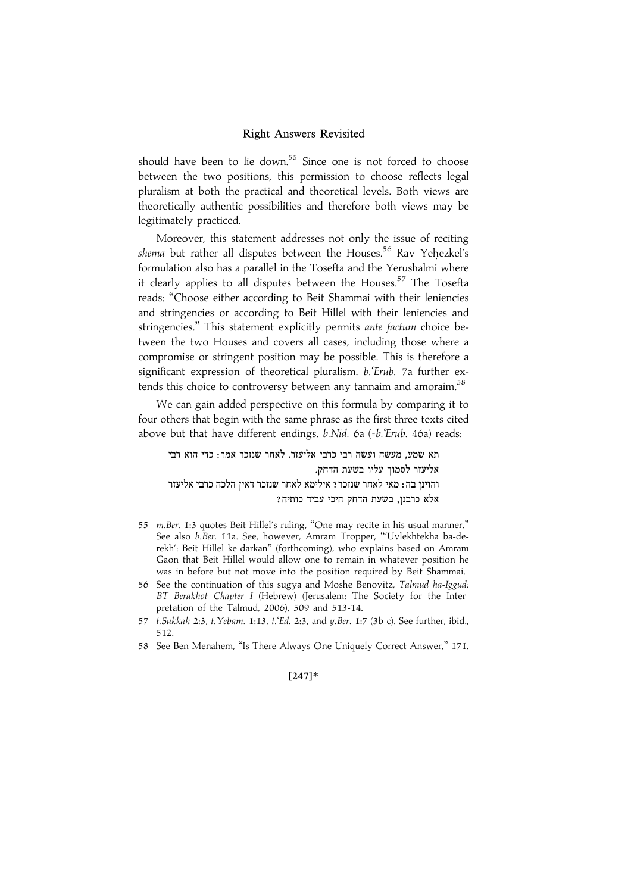should have been to lie down.[55] Since one is not forced to choose between the two positions, this permission to choose reflects legal pluralism at both the practical and theoretical levels. Both views are theoretically authentic possibilities and therefore both views may be legitimately practiced.

Moreover, this statement addresses not only the issue of reciting *shema* but rather all disputes between the Houses.[56] Rav Yeḥezkel's formulation also has a parallel in the Tosefta and the Yerushalmi where it clearly applies to all disputes between the Houses.[57] The Tosefta reads: "Choose either according to Beit Shammai with their leniencies and stringencies or according to Beit Hillel with their leniencies and stringencies." This statement explicitly permits *ante factum* choice between the two Houses and covers all cases, including those where a compromise or stringent position may be possible. This is therefore a significant expression of theoretical pluralism. *b.ʿErub.* 7a further extends this choice to controversy between any tannaim and amoraim.[58]

We can gain added perspective on this formula by comparing it to four others that begin with the same phrase as the first three texts cited above but that have different endings. *b.Nid.* 6a (=*b.ʿErub.* 46a) reads:

> תא שמע, מעשה ועשה רבי כרבי אליעזר. לאחר שנזכר אמר: כדי הוא רבי אליעזר לסמוך עליו בשעת הדחק.
> והוינן בה: מאי לאחר שנזכר? אילימא לאחר שנזכר דאין הלכה כרבי אליעזר אלא כרבנן, בשעת הדחק היכי עביד כותיה?

55 *m.Ber.* 1:3 quotes Beit Hillel's ruling, "One may recite in his usual manner." See also *b.Ber.* 11a. See, however, Amram Tropper, "'Uvlekhtekha ba-derekh': Beit Hillel ke-darkan" (forthcoming), who explains based on Amram Gaon that Beit Hillel would allow one to remain in whatever position he was in before but not move into the position required by Beit Shammai.

56 See the continuation of this sugya and Moshe Benovitz, *Talmud ha-Iggud: BT Berakhot Chapter I* (Hebrew) (Jerusalem: The Society for the Interpretation of the Talmud, 2006), 509 and 513-14.

57 *t.Sukkah* 2:3, *t.Yebam.* 1:13, *t.ʿEd.* 2:3, and *y.Ber.* 1:7 (3b-c). See further, ibid., 512.

58 See Ben-Menahem, "Is There Always One Uniquely Correct Answer," 171.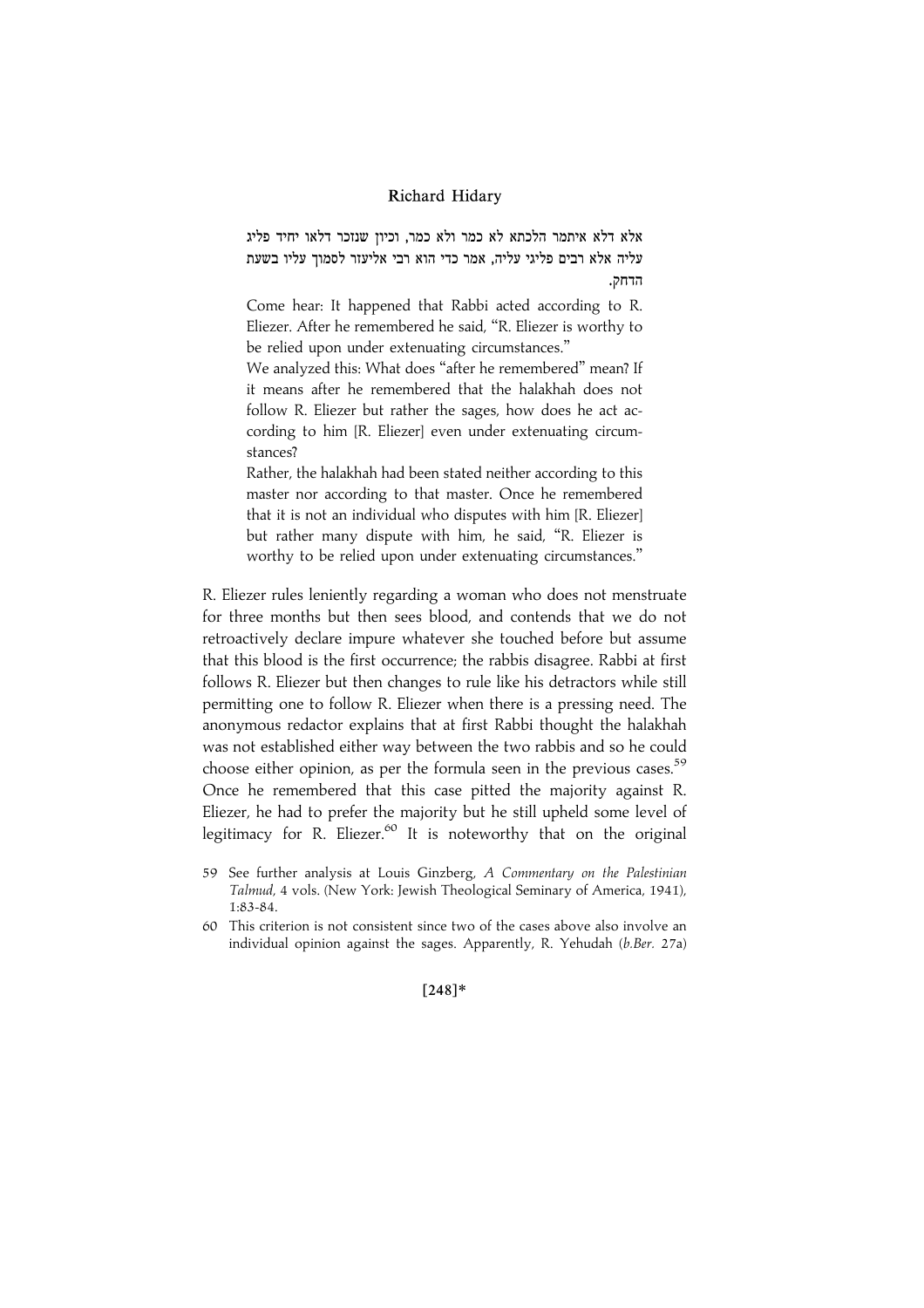> אלא דלא איתמר הלכתא לא כמר ולא כמר, וכיון שנזכר דלאו יחיד פליג עליה אלא רבים פליגי עליה, אמר כדי הוא רבי אליעזר לסמוך עליו בשעת הדחק.
>
> Come hear: It happened that Rabbi acted according to R. Eliezer. After he remembered he said, "R. Eliezer is worthy to be relied upon under extenuating circumstances."
>
> We analyzed this: What does "after he remembered" mean? If it means after he remembered that the halakhah does not follow R. Eliezer but rather the sages, how does he act according to him [R. Eliezer] even under extenuating circumstances?
>
> Rather, the halakhah had been stated neither according to this master nor according to that master. Once he remembered that it is not an individual who disputes with him [R. Eliezer] but rather many dispute with him, he said, "R. Eliezer is worthy to be relied upon under extenuating circumstances."

R. Eliezer rules leniently regarding a woman who does not menstruate for three months but then sees blood, and contends that we do not retroactively declare impure whatever she touched before but assume that this blood is the first occurrence; the rabbis disagree. Rabbi at first follows R. Eliezer but then changes to rule like his detractors while still permitting one to follow R. Eliezer when there is a pressing need. The anonymous redactor explains that at first Rabbi thought the halakhah was not established either way between the two rabbis and so he could choose either opinion, as per the formula seen in the previous cases.[59] Once he remembered that this case pitted the majority against R. Eliezer, he had to prefer the majority but he still upheld some level of legitimacy for R. Eliezer.[60] It is noteworthy that on the original

59 See further analysis at Louis Ginzberg, *A Commentary on the Palestinian Talmud*, 4 vols. (New York: Jewish Theological Seminary of America, 1941), 1:83-84.

60 This criterion is not consistent since two of the cases above also involve an individual opinion against the sages. Apparently, R. Yehudah (*b.Ber.* 27a)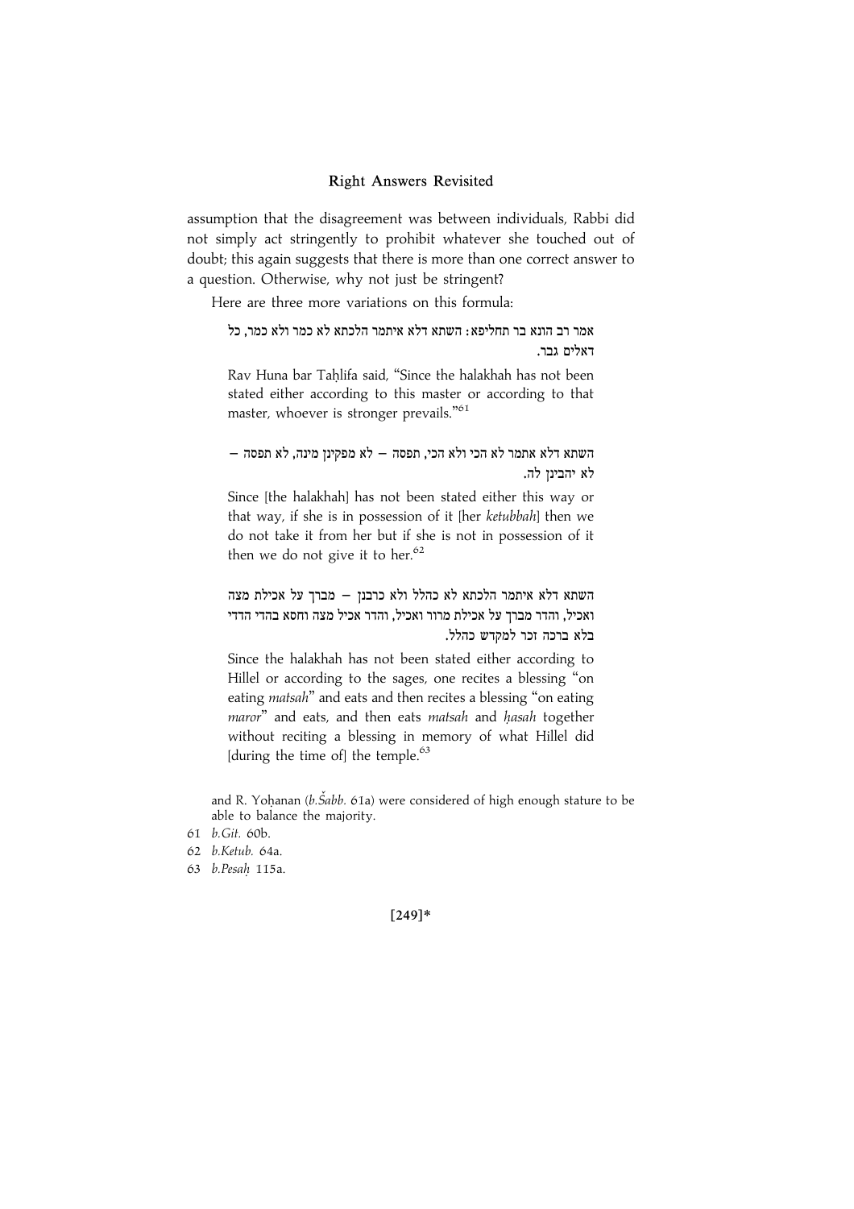assumption that the disagreement was between individuals, Rabbi did not simply act stringently to prohibit whatever she touched out of doubt; this again suggests that there is more than one correct answer to a question. Otherwise, why not just be stringent?

Here are three more variations on this formula:

> אמר רב הונא בר תחליפא: השתא דלא איתמר הלכתא לא כמר ולא כמר, כל דאלים גבר.
>
> Rav Huna bar Taḥlifa said, "Since the halakhah has not been stated either according to this master or according to that master, whoever is stronger prevails."[61]

> השתא דלא אתמר לא הכי ולא הכי, תפסה — לא מפקינן מינה, לא תפסה — לא יהבינן לה.
>
> Since [the halakhah] has not been stated either this way or that way, if she is in possession of it [her *ketubbah*] then we do not take it from her but if she is not in possession of it then we do not give it to her.[62]

> השתא דלא איתמר הלכתא לא כהלל ולא כרבנן — מברך על אכילת מצה ואכיל, והדר מברך על אכילת מרור ואכיל, והדר אכיל מצה וחסא בהדי הדדי בלא ברכה זכר למקדש כהלל.
>
> Since the halakhah has not been stated either according to Hillel or according to the sages, one recites a blessing "on eating *matsah*" and eats and then recites a blessing "on eating *maror*" and eats, and then eats *matsah* and *ḥasah* together without reciting a blessing in memory of what Hillel did [during the time of] the temple.[63]

and R. Yoḥanan (*b.Šabb.* 61a) were considered of high enough stature to be able to balance the majority.

61 *b.Git.* 60b.

62 *b.Ketub.* 64a.

63 *b.Pesaḥ* 115a.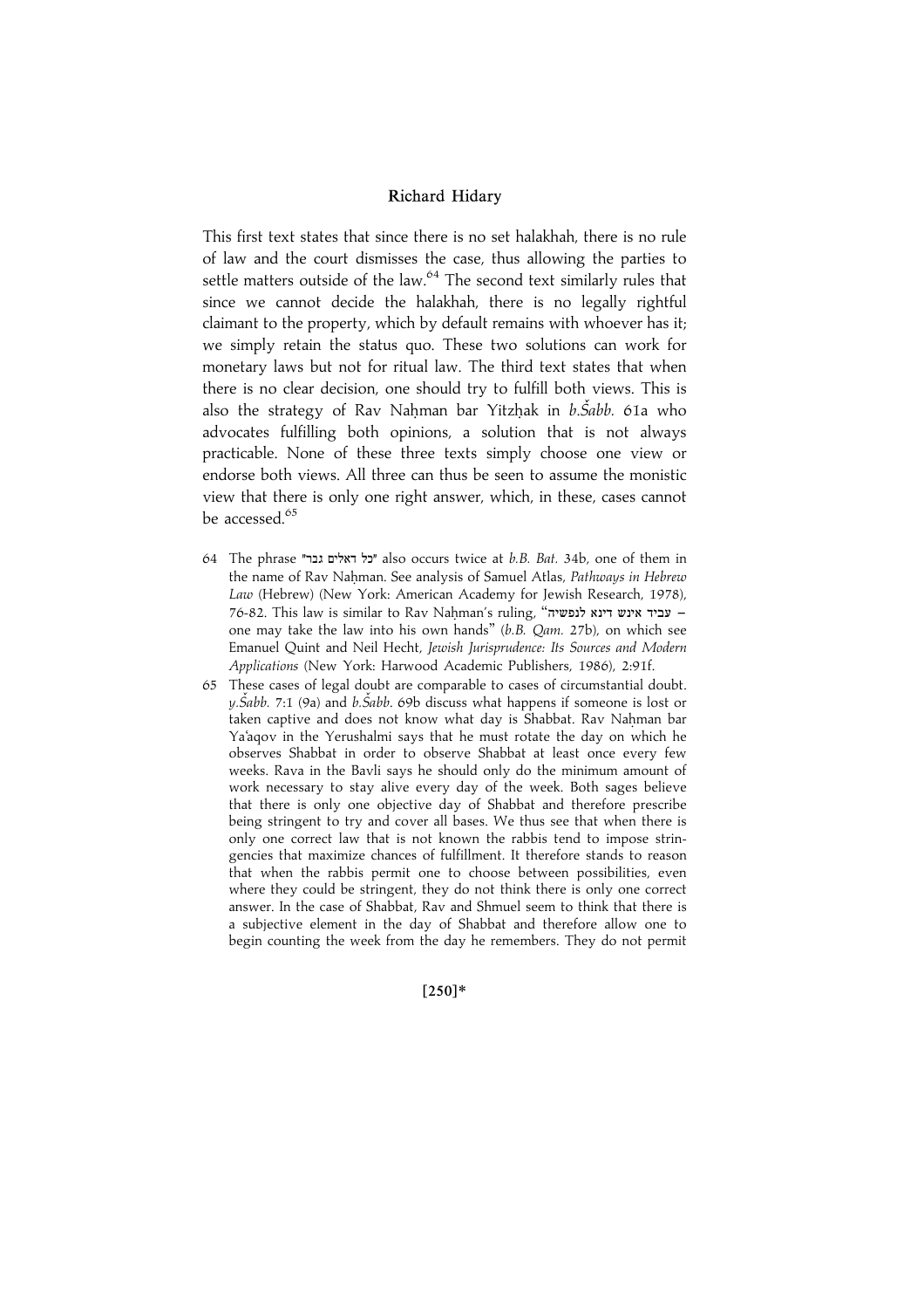This first text states that since there is no set halakhah, there is no rule of law and the court dismisses the case, thus allowing the parties to settle matters outside of the law.[64] The second text similarly rules that since we cannot decide the halakhah, there is no legally rightful claimant to the property, which by default remains with whoever has it; we simply retain the status quo. These two solutions can work for monetary laws but not for ritual law. The third text states that when there is no clear decision, one should try to fulfill both views. This is also the strategy of Rav Naḥman bar Yitzḥak in *b.Šabb.* 61a who advocates fulfilling both opinions, a solution that is not always practicable. None of these three texts simply choose one view or endorse both views. All three can thus be seen to assume the monistic view that there is only one right answer, which, in these, cases cannot be accessed.[65]

64 The phrase "כל דאלים גבר" also occurs twice at *b.B. Bat.* 34b, one of them in the name of Rav Naḥman. See analysis of Samuel Atlas, *Pathways in Hebrew Law* (Hebrew) (New York: American Academy for Jewish Research, 1978), 76-82. This law is similar to Rav Naḥman's ruling, "עביד אינש דינא לנפשיה – one may take the law into his own hands" (*b.B. Qam.* 27b), on which see Emanuel Quint and Neil Hecht, *Jewish Jurisprudence: Its Sources and Modern Applications* (New York: Harwood Academic Publishers, 1986), 2:91f.

65 These cases of legal doubt are comparable to cases of circumstantial doubt. *y.Šabb.* 7:1 (9a) and *b.Šabb.* 69b discuss what happens if someone is lost or taken captive and does not know what day is Shabbat. Rav Naḥman bar Ya'aqov in the Yerushalmi says that he must rotate the day on which he observes Shabbat in order to observe Shabbat at least once every few weeks. Rava in the Bavli says he should only do the minimum amount of work necessary to stay alive every day of the week. Both sages believe that there is only one objective day of Shabbat and therefore prescribe being stringent to try and cover all bases. We thus see that when there is only one correct law that is not known the rabbis tend to impose stringencies that maximize chances of fulfillment. It therefore stands to reason that when the rabbis permit one to choose between possibilities, even where they could be stringent, they do not think there is only one correct answer. In the case of Shabbat, Rav and Shmuel seem to think that there is a subjective element in the day of Shabbat and therefore allow one to begin counting the week from the day he remembers. They do not permit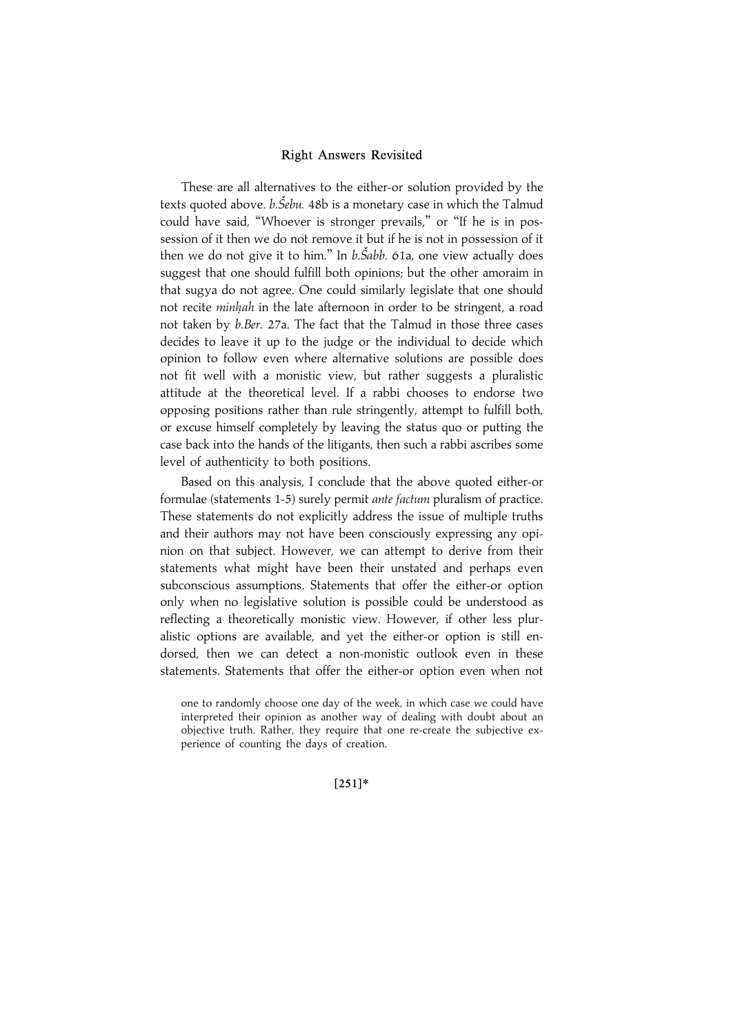These are all alternatives to the either-or solution provided by the texts quoted above. *b.Šebu.* 48b is a monetary case in which the Talmud could have said, "Whoever is stronger prevails," or "If he is in possession of it then we do not remove it but if he is not in possession of it then we do not give it to him." In *b.Šabb.* 61a, one view actually does suggest that one should fulfill both opinions; but the other amoraim in that sugya do not agree. One could similarly legislate that one should not recite *minḥah* in the late afternoon in order to be stringent, a road not taken by *b.Ber.* 27a. The fact that the Talmud in those three cases decides to leave it up to the judge or the individual to decide which opinion to follow even where alternative solutions are possible does not fit well with a monistic view, but rather suggests a pluralistic attitude at the theoretical level. If a rabbi chooses to endorse two opposing positions rather than rule stringently, attempt to fulfill both, or excuse himself completely by leaving the status quo or putting the case back into the hands of the litigants, then such a rabbi ascribes some level of authenticity to both positions.

Based on this analysis, I conclude that the above quoted either-or formulae (statements 1-5) surely permit *ante factum* pluralism of practice. These statements do not explicitly address the issue of multiple truths and their authors may not have been consciously expressing any opinion on that subject. However, we can attempt to derive from their statements what might have been their unstated and perhaps even subconscious assumptions. Statements that offer the either-or option only when no legislative solution is possible could be understood as reflecting a theoretically monistic view. However, if other less pluralistic options are available, and yet the either-or option is still endorsed, then we can detect a non-monistic outlook even in these statements. Statements that offer the either-or option even when not

one to randomly choose one day of the week, in which case we could have interpreted their opinion as another way of dealing with doubt about an objective truth. Rather, they require that one re-create the subjective experience of counting the days of creation.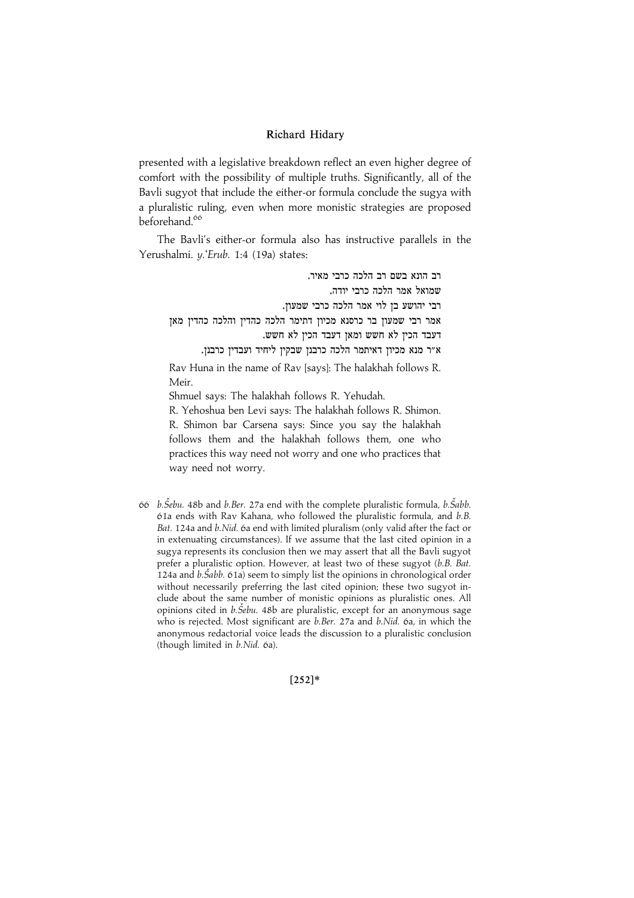presented with a legislative breakdown reflect an even higher degree of comfort with the possibility of multiple truths. Significantly, all of the Bavli sugyot that include the either-or formula conclude the sugya with a pluralistic ruling, even when more monistic strategies are proposed beforehand.[66]

The Bavli's either-or formula also has instructive parallels in the Yerushalmi. *y.ʿErub.* 1:4 (19a) states:

> רב הונא בשם רב הלכה כרבי מאיר.
> שמואל אמר הלכה כרבי יודה.
> רבי יהושע בן לוי אמר הלכה כרבי שמעון.
> אמר רבי שמעון בר כרסנא מכיון דתימר הלכה כהדין והלכה כהדין מאן דעבד הכין לא חשש ומאן דעבד הכין לא חשש.
> א"ר מנא מכיון דאיתמר הלכה כרבנן שבקין ליחיד ועבדין כרבנן.
>
> Rav Huna in the name of Rav [says]: The halakhah follows R. Meir.
>
> Shmuel says: The halakhah follows R. Yehudah.
>
> R. Yehoshua ben Levi says: The halakhah follows R. Shimon.
>
> R. Shimon bar Carsena says: Since you say the halakhah follows them and the halakhah follows them, one who practices this way need not worry and one who practices that way need not worry.

66 *b.Šebu.* 48b and *b.Ber.* 27a end with the complete pluralistic formula, *b.Šabb.* 61a ends with Rav Kahana, who followed the pluralistic formula, and *b.B. Bat.* 124a and *b.Nid.* 6a end with limited pluralism (only valid after the fact or in extenuating circumstances). If we assume that the last cited opinion in a sugya represents its conclusion then we may assert that all the Bavli sugyot prefer a pluralistic option. However, at least two of these sugyot (*b.B. Bat.* 124a and *b.Šabb.* 61a) seem to simply list the opinions in chronological order without necessarily preferring the last cited opinion; these two sugyot include about the same number of monistic opinions as pluralistic ones. All opinions cited in *b.Šebu.* 48b are pluralistic, except for an anonymous sage who is rejected. Most significant are *b.Ber.* 27a and *b.Nid.* 6a, in which the anonymous redactorial voice leads the discussion to a pluralistic conclusion (though limited in *b.Nid.* 6a).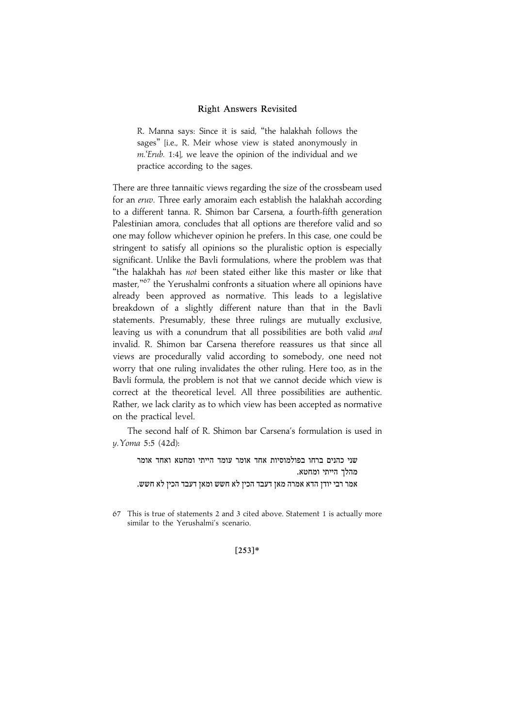> R. Manna says: Since it is said, "the halakhah follows the sages" [i.e., R. Meir whose view is stated anonymously in *m.'Erub.* 1:4], we leave the opinion of the individual and we practice according to the sages.

There are three tannaitic views regarding the size of the crossbeam used for an *eruv*. Three early amoraim each establish the halakhah according to a different tanna. R. Shimon bar Carsena, a fourth-fifth generation Palestinian amora, concludes that all options are therefore valid and so one may follow whichever opinion he prefers. In this case, one could be stringent to satisfy all opinions so the pluralistic option is especially significant. Unlike the Bavli formulations, where the problem was that "the halakhah has *not* been stated either like this master or like that master,"[67] the Yerushalmi confronts a situation where all opinions have already been approved as normative. This leads to a legislative breakdown of a slightly different nature than that in the Bavli statements. Presumably, these three rulings are mutually exclusive, leaving us with a conundrum that all possibilities are both valid *and* invalid. R. Shimon bar Carsena therefore reassures us that since all views are procedurally valid according to somebody, one need not worry that one ruling invalidates the other ruling. Here too, as in the Bavli formula, the problem is not that we cannot decide which view is correct at the theoretical level. All three possibilities are authentic. Rather, we lack clarity as to which view has been accepted as normative on the practical level.

The second half of R. Shimon bar Carsena's formulation is used in *y.Yoma* 5:5 (42d):

> שני כהנים ברחו בפולמוסיות אחד אומר עומד הייתי ומחטא ואחד אומר מהלך הייתי ומחטא.
> אמר רבי יודן הדא אמרה מאן דעבד הכין לא חשש ומאן דעבד הכין לא חשש.

67 This is true of statements 2 and 3 cited above. Statement 1 is actually more similar to the Yerushalmi's scenario.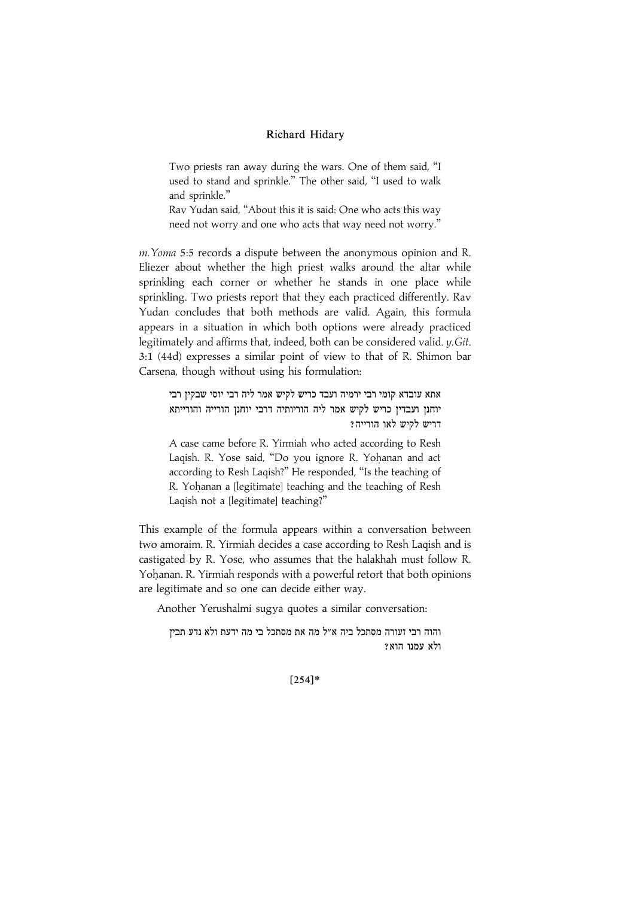> Two priests ran away during the wars. One of them said, "I used to stand and sprinkle." The other said, "I used to walk and sprinkle."
> Rav Yudan said, "About this it is said: One who acts this way need not worry and one who acts that way need not worry."

*m.Yoma* 5:5 records a dispute between the anonymous opinion and R. Eliezer about whether the high priest walks around the altar while sprinkling each corner or whether he stands in one place while sprinkling. Two priests report that they each practiced differently. Rav Yudan concludes that both methods are valid. Again, this formula appears in a situation in which both options were already practiced legitimately and affirms that, indeed, both can be considered valid. *y.Git*. 3:1 (44d) expresses a similar point of view to that of R. Shimon bar Carsena, though without using his formulation:

> אתא עובדא קומי רבי ירמיה ועבד כריש לקיש אמר ליה רבי יוסי שבקין רבי יוחנן ועבדין כריש לקיש אמר ליה הוריותיה דרבי יוחנן הורייה והורייתא דריש לקיש לאו הורייה?
>
> A case came before R. Yirmiah who acted according to Resh Laqish. R. Yose said, "Do you ignore R. Yoḥanan and act according to Resh Laqish?" He responded, "Is the teaching of R. Yoḥanan a [legitimate] teaching and the teaching of Resh Laqish not a [legitimate] teaching?"

This example of the formula appears within a conversation between two amoraim. R. Yirmiah decides a case according to Resh Laqish and is castigated by R. Yose, who assumes that the halakhah must follow R. Yoḥanan. R. Yirmiah responds with a powerful retort that both opinions are legitimate and so one can decide either way.

Another Yerushalmi sugya quotes a similar conversation:

> והוה רבי זעורה מסתכל ביה א"ל מה את מסתכל בי מה ידעת ולא נדע תבין ולא עמנו הוא?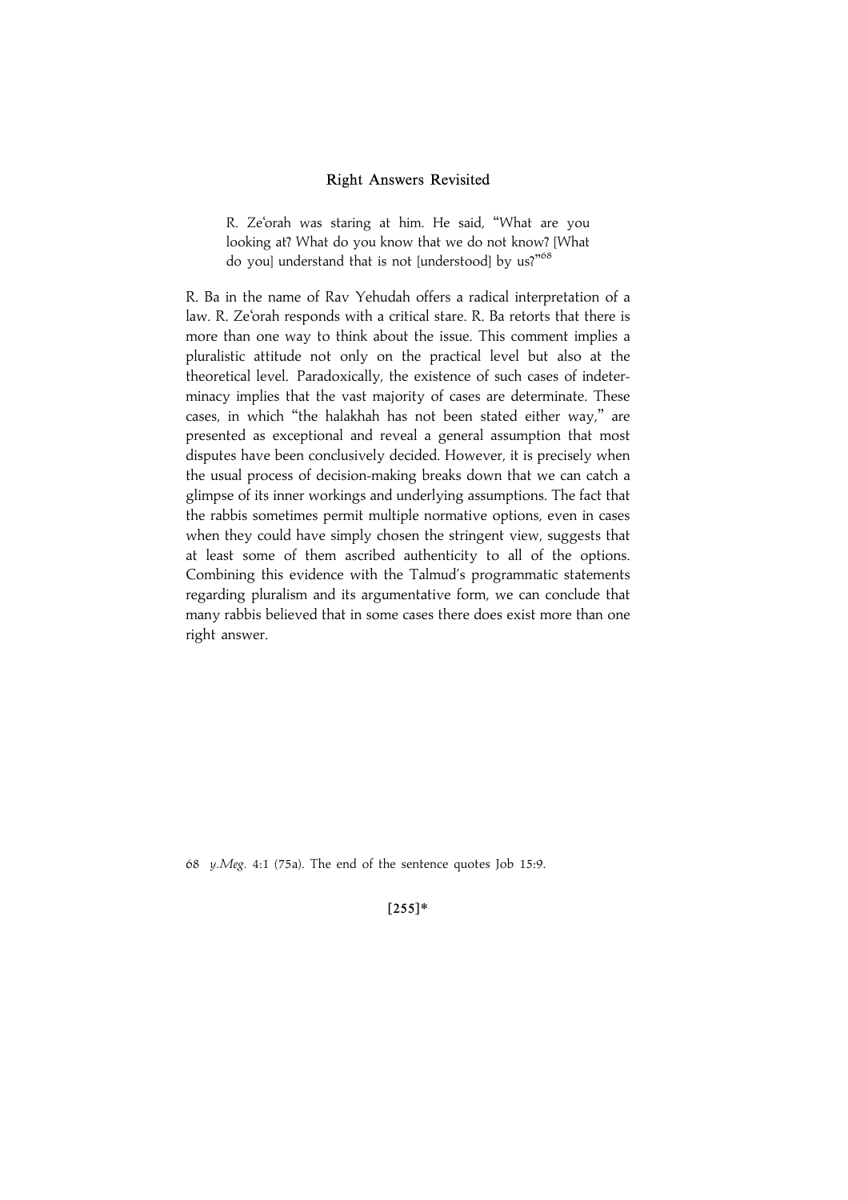> R. Ze'orah was staring at him. He said, "What are you looking at? What do you know that we do not know? [What do you] understand that is not [understood] by us?"[68]

R. Ba in the name of Rav Yehudah offers a radical interpretation of a law. R. Ze'orah responds with a critical stare. R. Ba retorts that there is more than one way to think about the issue. This comment implies a pluralistic attitude not only on the practical level but also at the theoretical level. Paradoxically, the existence of such cases of indeterminacy implies that the vast majority of cases are determinate. These cases, in which "the halakhah has not been stated either way," are presented as exceptional and reveal a general assumption that most disputes have been conclusively decided. However, it is precisely when the usual process of decision-making breaks down that we can catch a glimpse of its inner workings and underlying assumptions. The fact that the rabbis sometimes permit multiple normative options, even in cases when they could have simply chosen the stringent view, suggests that at least some of them ascribed authenticity to all of the options. Combining this evidence with the Talmud's programmatic statements regarding pluralism and its argumentative form, we can conclude that many rabbis believed that in some cases there does exist more than one right answer.

68 *y.Meg.* 4:1 (75a). The end of the sentence quotes Job 15:9.